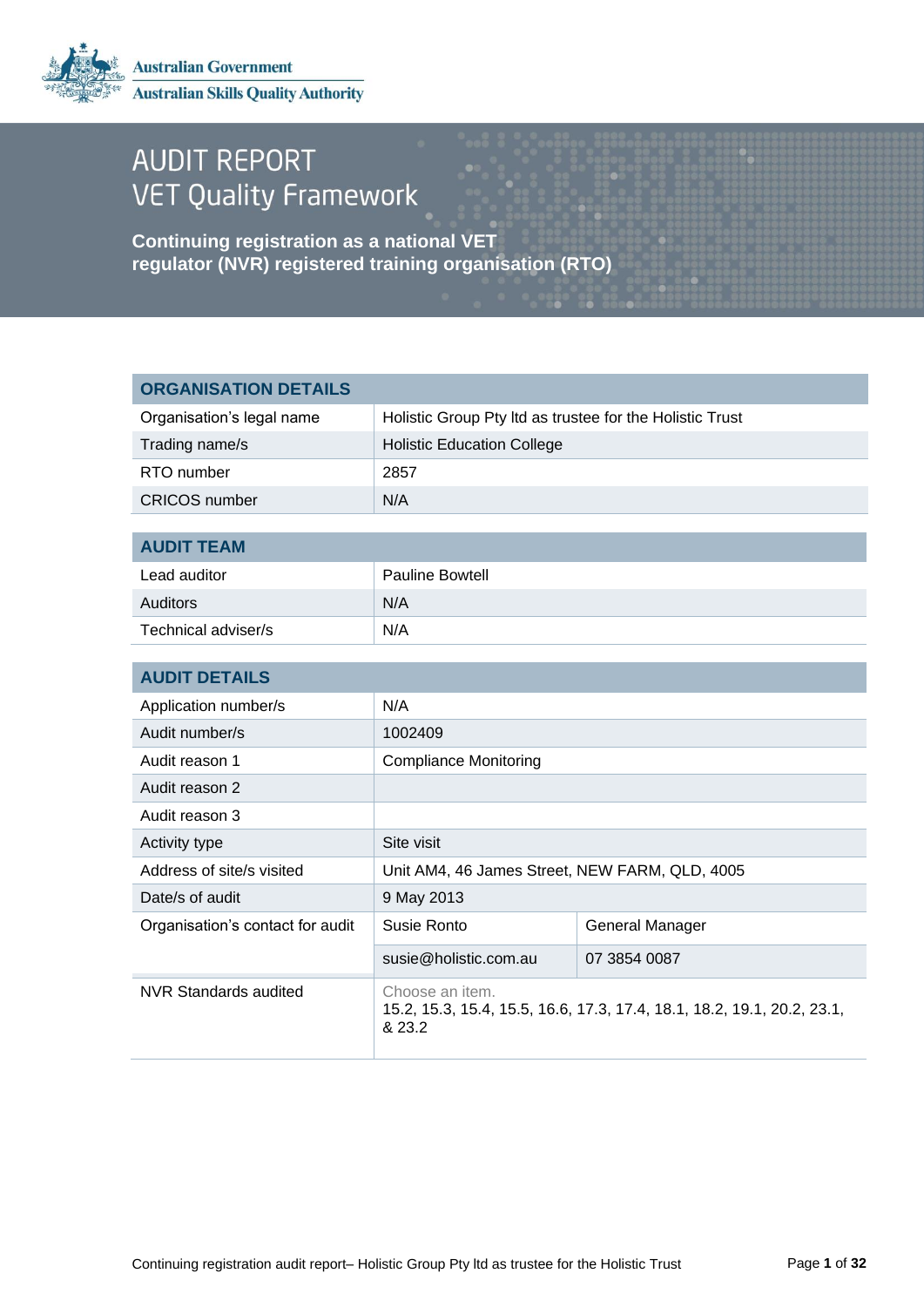Australian Government
Australian Skills Quality Authority

# AUDIT REPORT
# VET Quality Framework

**Continuing registration as a national VET regulator (NVR) registered training organisation (RTO)**

| ORGANISATION DETAILS | |
|---|---|
| Organisation's legal name | Holistic Group Pty ltd as trustee for the Holistic Trust |
| Trading name/s | Holistic Education College |
| RTO number | 2857 |
| CRICOS number | N/A |

| AUDIT TEAM | |
|---|---|
| Lead auditor | Pauline Bowtell |
| Auditors | N/A |
| Technical adviser/s | N/A |

| AUDIT DETAILS | | |
|---|---|---|
| Application number/s | N/A | |
| Audit number/s | 1002409 | |
| Audit reason 1 | Compliance Monitoring | |
| Audit reason 2 | | |
| Audit reason 3 | | |
| Activity type | Site visit | |
| Address of site/s visited | Unit AM4, 46 James Street, NEW FARM, QLD, 4005 | |
| Date/s of audit | 9 May 2013 | |
| Organisation's contact for audit | Susie Ronto | General Manager |
| | susie@holistic.com.au | 07 3854 0087 |
| NVR Standards audited | Choose an item. 15.2, 15.3, 15.4, 15.5, 16.6, 17.3, 17.4, 18.1, 18.2, 19.1, 20.2, 23.1, & 23.2 | |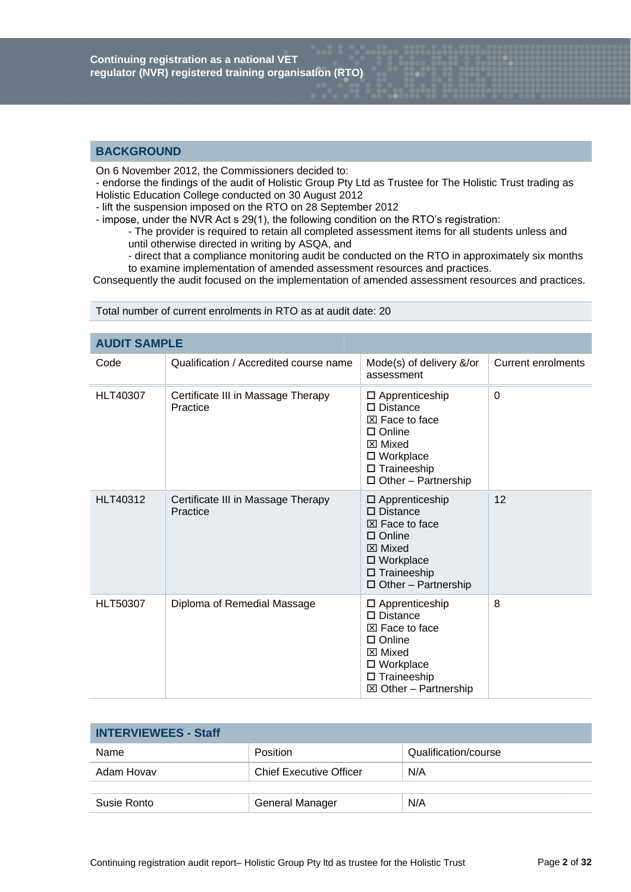## BACKGROUND

On 6 November 2012, the Commissioners decided to:

- endorse the findings of the audit of Holistic Group Pty Ltd as Trustee for The Holistic Trust trading as Holistic Education College conducted on 30 August 2012
- lift the suspension imposed on the RTO on 28 September 2012
- impose, under the NVR Act s 29(1), the following condition on the RTO's registration:
    - The provider is required to retain all completed assessment items for all students unless and until otherwise directed in writing by ASQA, and
    - direct that a compliance monitoring audit be conducted on the RTO in approximately six months to examine implementation of amended assessment resources and practices.

Consequently the audit focused on the implementation of amended assessment resources and practices.

Total number of current enrolments in RTO as at audit date: 20

## AUDIT SAMPLE

| Code | Qualification / Accredited course name | Mode(s) of delivery &/or assessment | Current enrolments |
|---|---|---|---|
| HLT40307 | Certificate III in Massage Therapy Practice | ☐ Apprenticeship<br>☐ Distance<br>☒ Face to face<br>☐ Online<br>☒ Mixed<br>☐ Workplace<br>☐ Traineeship<br>☐ Other – Partnership | 0 |
| HLT40312 | Certificate III in Massage Therapy Practice | ☐ Apprenticeship<br>☐ Distance<br>☒ Face to face<br>☐ Online<br>☒ Mixed<br>☐ Workplace<br>☐ Traineeship<br>☐ Other – Partnership | 12 |
| HLT50307 | Diploma of Remedial Massage | ☐ Apprenticeship<br>☐ Distance<br>☒ Face to face<br>☐ Online<br>☒ Mixed<br>☐ Workplace<br>☐ Traineeship<br>☒ Other – Partnership | 8 |

## INTERVIEWEES - Staff

| Name | Position | Qualification/course |
|---|---|---|
| Adam Hovav | Chief Executive Officer | N/A |
| | | |
| Susie Ronto | General Manager | N/A |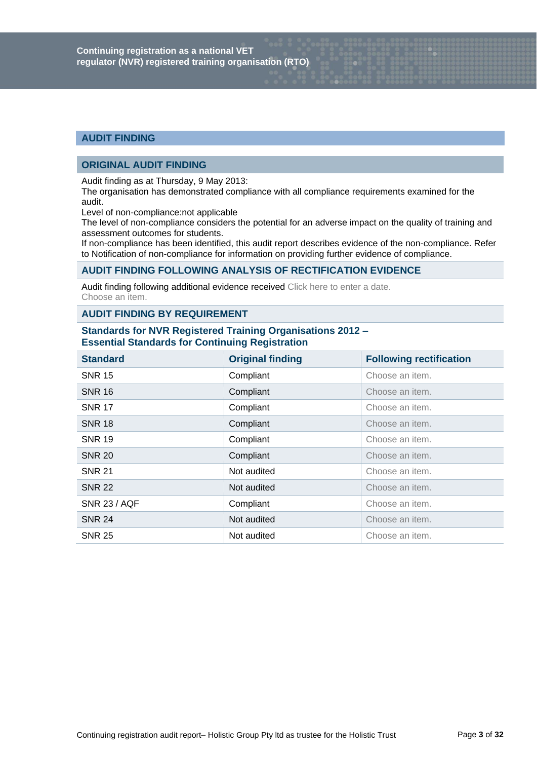## AUDIT FINDING

### ORIGINAL AUDIT FINDING

Audit finding as at Thursday, 9 May 2013:
The organisation has demonstrated compliance with all compliance requirements examined for the audit.
Level of non-compliance:not applicable
The level of non-compliance considers the potential for an adverse impact on the quality of training and assessment outcomes for students.
If non-compliance has been identified, this audit report describes evidence of the non-compliance. Refer to Notification of non-compliance for information on providing further evidence of compliance.

### AUDIT FINDING FOLLOWING ANALYSIS OF RECTIFICATION EVIDENCE

Audit finding following additional evidence received Click here to enter a date.
Choose an item.

### AUDIT FINDING BY REQUIREMENT

#### Standards for NVR Registered Training Organisations 2012 – Essential Standards for Continuing Registration

| Standard | Original finding | Following rectification |
|---|---|---|
| SNR 15 | Compliant | Choose an item. |
| SNR 16 | Compliant | Choose an item. |
| SNR 17 | Compliant | Choose an item. |
| SNR 18 | Compliant | Choose an item. |
| SNR 19 | Compliant | Choose an item. |
| SNR 20 | Compliant | Choose an item. |
| SNR 21 | Not audited | Choose an item. |
| SNR 22 | Not audited | Choose an item. |
| SNR 23 / AQF | Compliant | Choose an item. |
| SNR 24 | Not audited | Choose an item. |
| SNR 25 | Not audited | Choose an item. |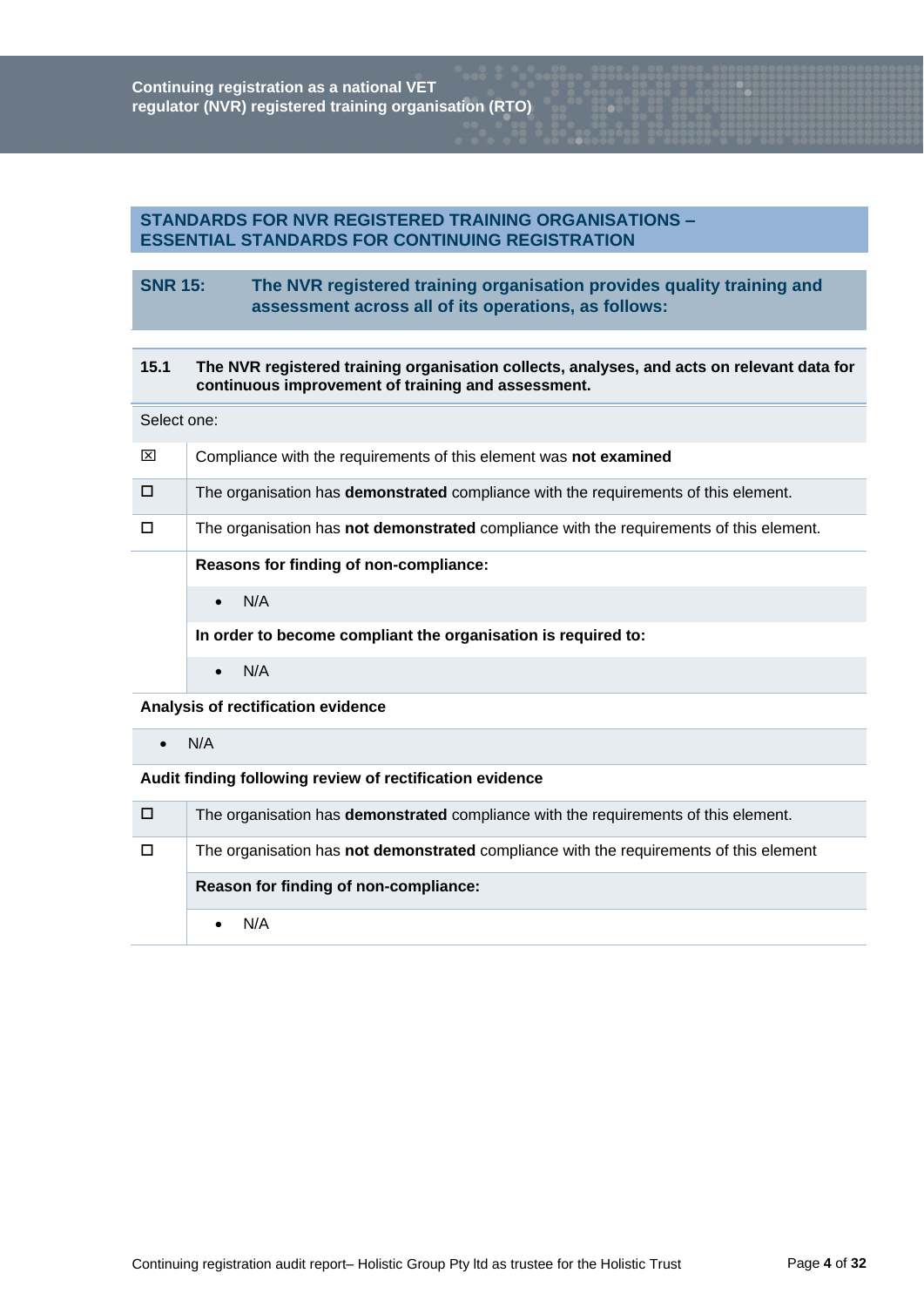## STANDARDS FOR NVR REGISTERED TRAINING ORGANISATIONS – ESSENTIAL STANDARDS FOR CONTINUING REGISTRATION

### SNR 15: The NVR registered training organisation provides quality training and assessment across all of its operations, as follows:

**15.1 The NVR registered training organisation collects, analyses, and acts on relevant data for continuous improvement of training and assessment.**

Select one:

| | |
|---|---|
| ☒ | Compliance with the requirements of this element was **not examined** |
| ☐ | The organisation has **demonstrated** compliance with the requirements of this element. |
| ☐ | The organisation has **not demonstrated** compliance with the requirements of this element. |
| | **Reasons for finding of non-compliance:** |
| | • N/A |
| | **In order to become compliant the organisation is required to:** |
| | • N/A |

**Analysis of rectification evidence**

- N/A

**Audit finding following review of rectification evidence**

| | |
|---|---|
| ☐ | The organisation has **demonstrated** compliance with the requirements of this element. |
| ☐ | The organisation has **not demonstrated** compliance with the requirements of this element |
| | **Reason for finding of non-compliance:** |
| | • N/A |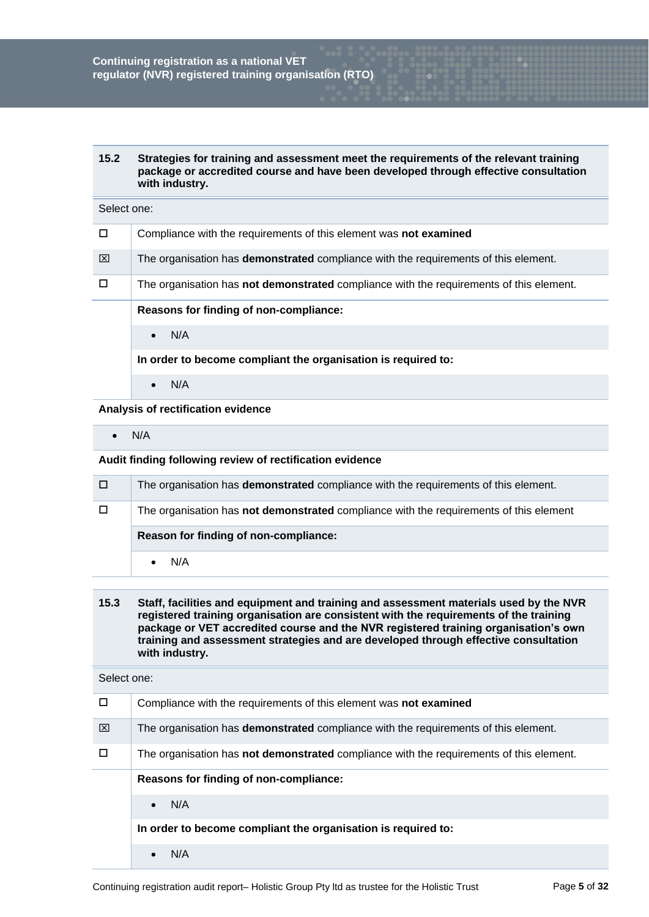| 15.2 | Strategies for training and assessment meet the requirements of the relevant training package or accredited course and have been developed through effective consultation with industry. |
|---|---|
| Select one: | |
| ☐ | Compliance with the requirements of this element was **not examined** |
| ☒ | The organisation has **demonstrated** compliance with the requirements of this element. |
| ☐ | The organisation has **not demonstrated** compliance with the requirements of this element. |
| | **Reasons for finding of non-compliance:** |
| | • N/A |
| | **In order to become compliant the organisation is required to:** |
| | • N/A |

**Analysis of rectification evidence**

- N/A

**Audit finding following review of rectification evidence**

| | |
|---|---|
| ☐ | The organisation has **demonstrated** compliance with the requirements of this element. |
| ☐ | The organisation has **not demonstrated** compliance with the requirements of this element |
| | **Reason for finding of non-compliance:** |
| | • N/A |

| 15.3 | Staff, facilities and equipment and training and assessment materials used by the NVR registered training organisation are consistent with the requirements of the training package or VET accredited course and the NVR registered training organisation's own training and assessment strategies and are developed through effective consultation with industry. |
|---|---|
| Select one: | |
| ☐ | Compliance with the requirements of this element was **not examined** |
| ☒ | The organisation has **demonstrated** compliance with the requirements of this element. |
| ☐ | The organisation has **not demonstrated** compliance with the requirements of this element. |
| | **Reasons for finding of non-compliance:** |
| | • N/A |
| | **In order to become compliant the organisation is required to:** |
| | • N/A |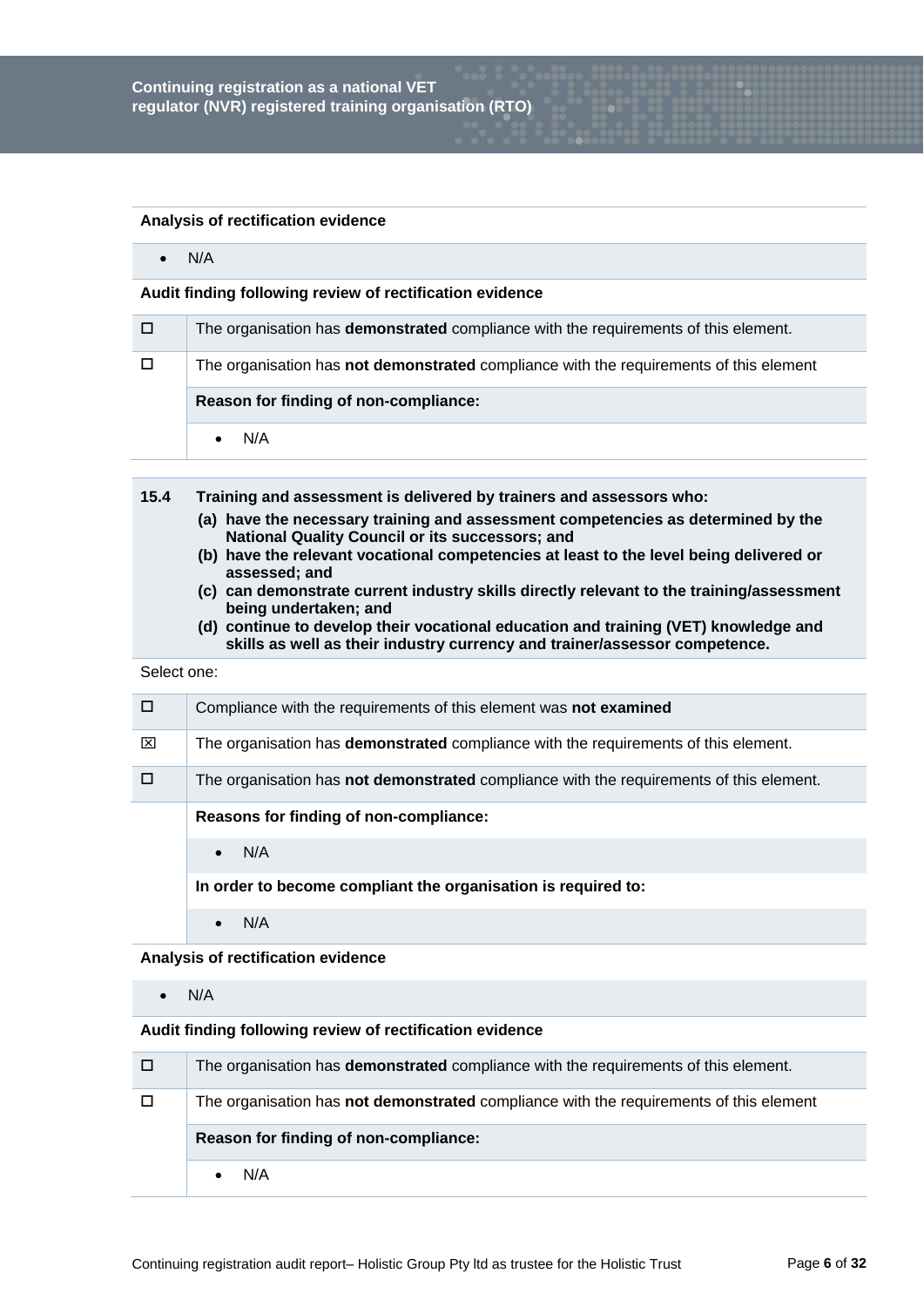**Analysis of rectification evidence**

- N/A

**Audit finding following review of rectification evidence**

| | |
|---|---|
| ☐ | The organisation has **demonstrated** compliance with the requirements of this element. |
| ☐ | The organisation has **not demonstrated** compliance with the requirements of this element |
| | **Reason for finding of non-compliance:** |
| | • N/A |

**15.4 Training and assessment is delivered by trainers and assessors who:**

**(a) have the necessary training and assessment competencies as determined by the National Quality Council or its successors; and**
**(b) have the relevant vocational competencies at least to the level being delivered or assessed; and**
**(c) can demonstrate current industry skills directly relevant to the training/assessment being undertaken; and**
**(d) continue to develop their vocational education and training (VET) knowledge and skills as well as their industry currency and trainer/assessor competence.**

Select one:

| | |
|---|---|
| ☐ | Compliance with the requirements of this element was **not examined** |
| ☒ | The organisation has **demonstrated** compliance with the requirements of this element. |
| ☐ | The organisation has **not demonstrated** compliance with the requirements of this element. |
| | **Reasons for finding of non-compliance:** |
| | • N/A |
| | **In order to become compliant the organisation is required to:** |
| | • N/A |

**Analysis of rectification evidence**

- N/A

**Audit finding following review of rectification evidence**

| | |
|---|---|
| ☐ | The organisation has **demonstrated** compliance with the requirements of this element. |
| ☐ | The organisation has **not demonstrated** compliance with the requirements of this element |
| | **Reason for finding of non-compliance:** |
| | • N/A |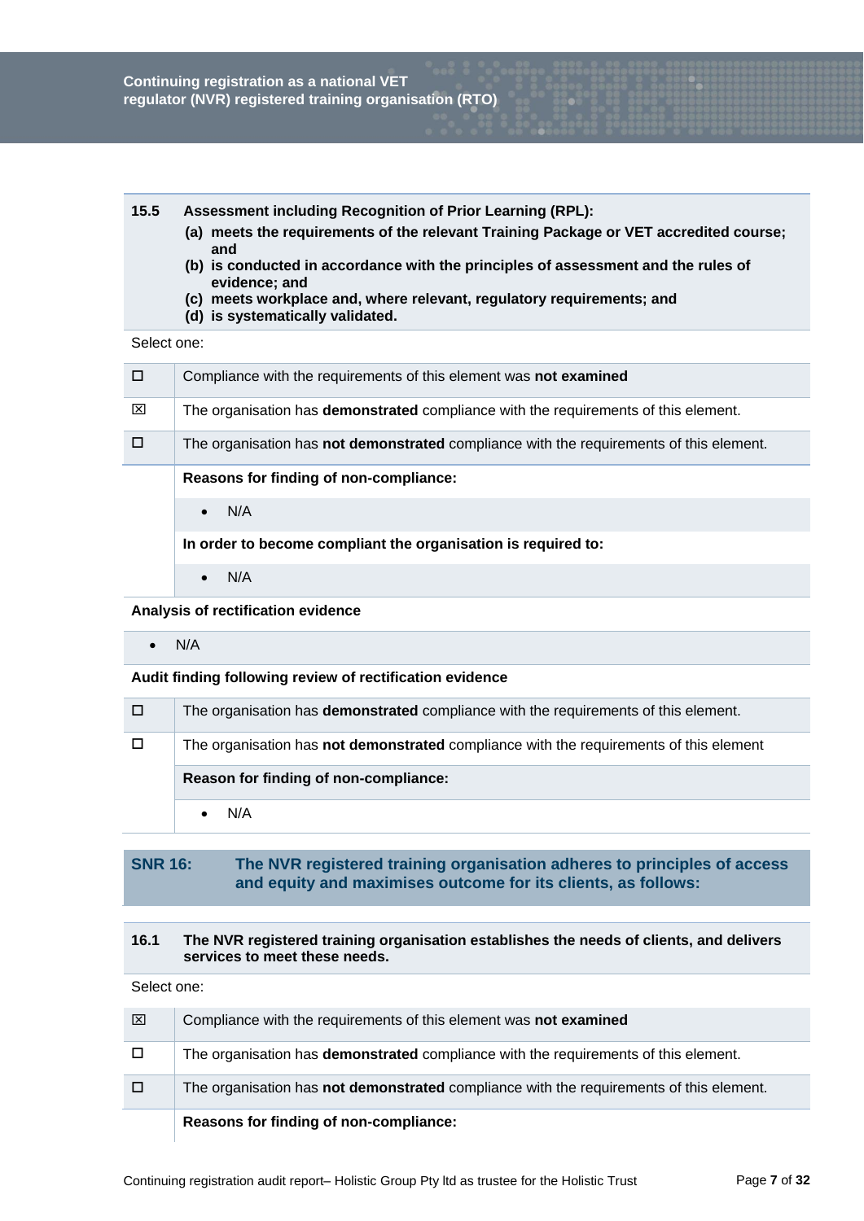| 15.5 | **Assessment including Recognition of Prior Learning (RPL):** |
|---|---|
| | **(a) meets the requirements of the relevant Training Package or VET accredited course; and** |
| | **(b) is conducted in accordance with the principles of assessment and the rules of evidence; and** |
| | **(c) meets workplace and, where relevant, regulatory requirements; and** |
| | **(d) is systematically validated.** |

Select one:

| | |
|---|---|
| ☐ | Compliance with the requirements of this element was **not examined** |
| ☒ | The organisation has **demonstrated** compliance with the requirements of this element. |
| ☐ | The organisation has **not demonstrated** compliance with the requirements of this element. |
| | **Reasons for finding of non-compliance:** |
| | • N/A |
| | **In order to become compliant the organisation is required to:** |
| | • N/A |

**Analysis of rectification evidence**

- N/A

**Audit finding following review of rectification evidence**

| | |
|---|---|
| ☐ | The organisation has **demonstrated** compliance with the requirements of this element. |
| ☐ | The organisation has **not demonstrated** compliance with the requirements of this element |
| | **Reason for finding of non-compliance:** |
| | • N/A |

## SNR 16: The NVR registered training organisation adheres to principles of access and equity and maximises outcome for its clients, as follows:

| 16.1 | **The NVR registered training organisation establishes the needs of clients, and delivers services to meet these needs.** |
|---|---|

Select one:

| | |
|---|---|
| ☒ | Compliance with the requirements of this element was **not examined** |
| ☐ | The organisation has **demonstrated** compliance with the requirements of this element. |
| ☐ | The organisation has **not demonstrated** compliance with the requirements of this element. |
| | **Reasons for finding of non-compliance:** |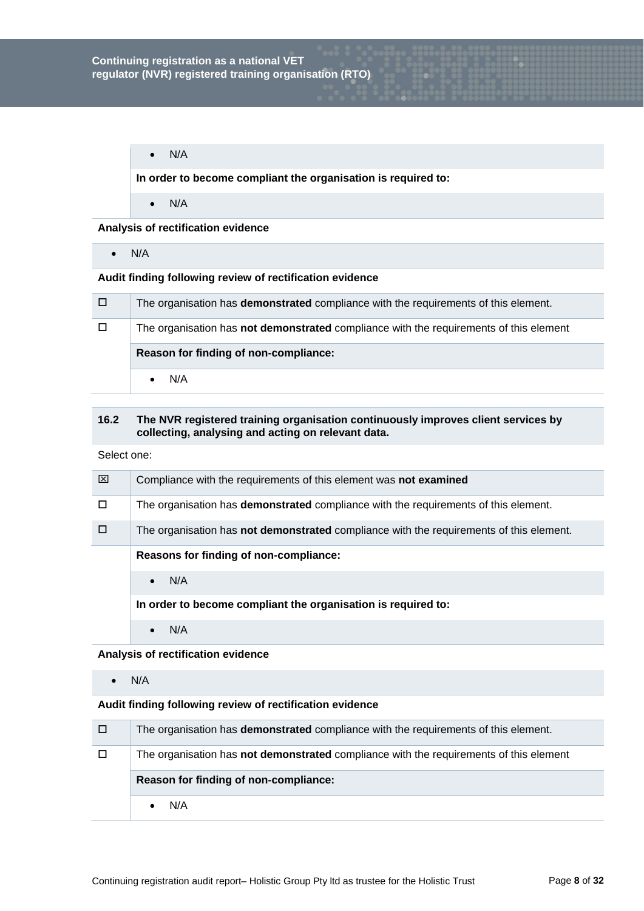| | |
|---|---|
| | • N/A |
| | **In order to become compliant the organisation is required to:** |
| | • N/A |

**Analysis of rectification evidence**

- N/A

**Audit finding following review of rectification evidence**

| | |
|---|---|
| ☐ | The organisation has **demonstrated** compliance with the requirements of this element. |
| ☐ | The organisation has **not demonstrated** compliance with the requirements of this element |
| | **Reason for finding of non-compliance:** |
| | • N/A |

| | |
|---|---|
| **16.2** | **The NVR registered training organisation continuously improves client services by collecting, analysing and acting on relevant data.** |

Select one:

| | |
|---|---|
| ☒ | Compliance with the requirements of this element was **not examined** |
| ☐ | The organisation has **demonstrated** compliance with the requirements of this element. |
| ☐ | The organisation has **not demonstrated** compliance with the requirements of this element. |
| | **Reasons for finding of non-compliance:** |
| | • N/A |
| | **In order to become compliant the organisation is required to:** |
| | • N/A |

**Analysis of rectification evidence**

- N/A

**Audit finding following review of rectification evidence**

| | |
|---|---|
| ☐ | The organisation has **demonstrated** compliance with the requirements of this element. |
| ☐ | The organisation has **not demonstrated** compliance with the requirements of this element |
| | **Reason for finding of non-compliance:** |
| | • N/A |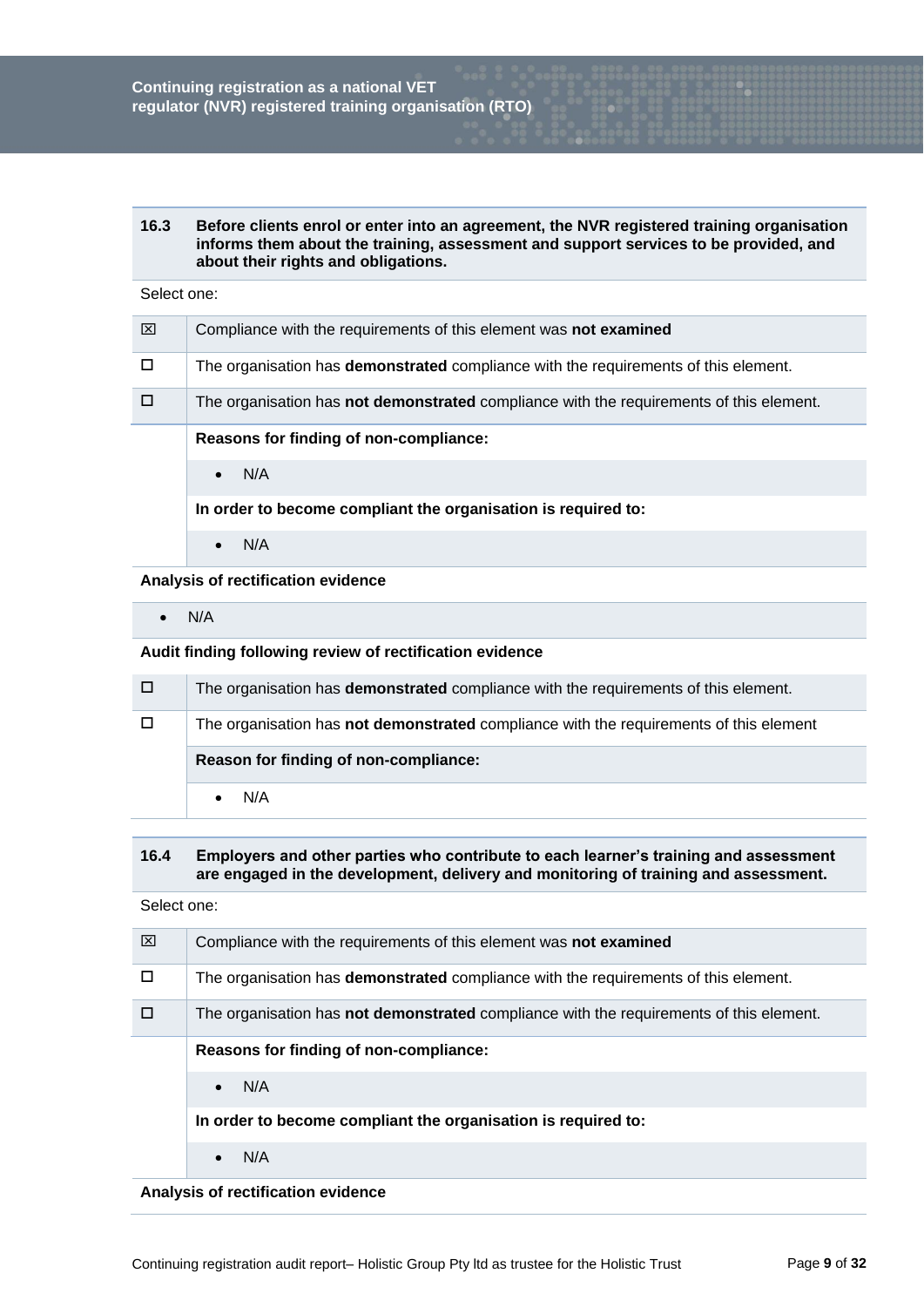| 16.3 | Before clients enrol or enter into an agreement, the NVR registered training organisation informs them about the training, assessment and support services to be provided, and about their rights and obligations. |
|---|---|

Select one:

| | |
|---|---|
| ☒ | Compliance with the requirements of this element was **not examined** |
| ☐ | The organisation has **demonstrated** compliance with the requirements of this element. |
| ☐ | The organisation has **not demonstrated** compliance with the requirements of this element. |
| | **Reasons for finding of non-compliance:** |
| | • N/A |
| | **In order to become compliant the organisation is required to:** |
| | • N/A |

**Analysis of rectification evidence**

- N/A

**Audit finding following review of rectification evidence**

| | |
|---|---|
| ☐ | The organisation has **demonstrated** compliance with the requirements of this element. |
| ☐ | The organisation has **not demonstrated** compliance with the requirements of this element |
| | **Reason for finding of non-compliance:** |
| | • N/A |

| 16.4 | Employers and other parties who contribute to each learner's training and assessment are engaged in the development, delivery and monitoring of training and assessment. |
|---|---|

Select one:

| | |
|---|---|
| ☒ | Compliance with the requirements of this element was **not examined** |
| ☐ | The organisation has **demonstrated** compliance with the requirements of this element. |
| ☐ | The organisation has **not demonstrated** compliance with the requirements of this element. |
| | **Reasons for finding of non-compliance:** |
| | • N/A |
| | **In order to become compliant the organisation is required to:** |
| | • N/A |

**Analysis of rectification evidence**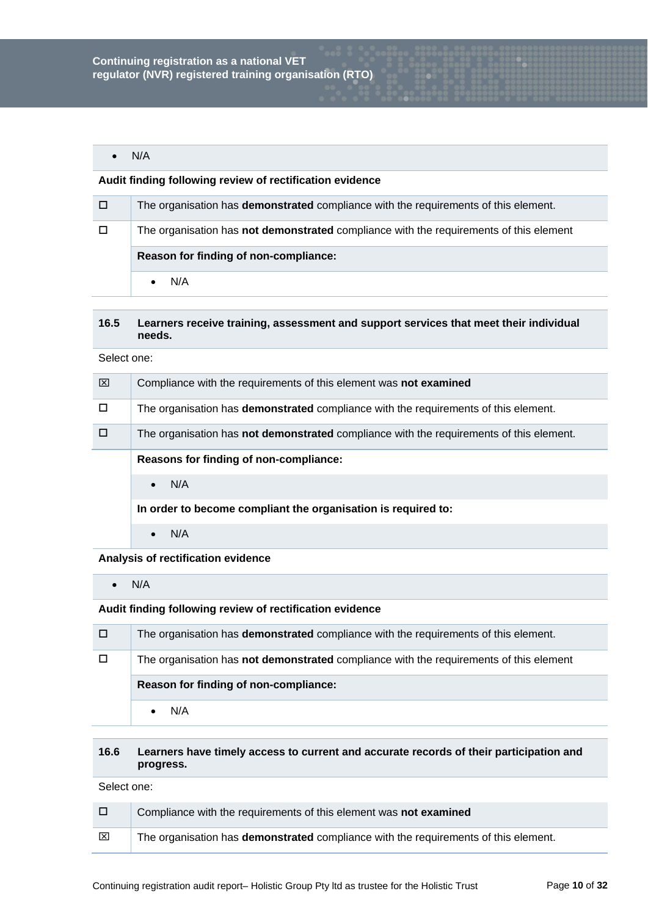- N/A

**Audit finding following review of rectification evidence**

| | |
|---|---|
| ☐ | The organisation has **demonstrated** compliance with the requirements of this element. |
| ☐ | The organisation has **not demonstrated** compliance with the requirements of this element |
| | **Reason for finding of non-compliance:** |
| | • N/A |

| | |
|---|---|
| **16.5** | **Learners receive training, assessment and support services that meet their individual needs.** |

Select one:

| | |
|---|---|
| ☒ | Compliance with the requirements of this element was **not examined** |
| ☐ | The organisation has **demonstrated** compliance with the requirements of this element. |
| ☐ | The organisation has **not demonstrated** compliance with the requirements of this element. |
| | **Reasons for finding of non-compliance:** |
| | • N/A |
| | **In order to become compliant the organisation is required to:** |
| | • N/A |

**Analysis of rectification evidence**

- N/A

**Audit finding following review of rectification evidence**

| | |
|---|---|
| ☐ | The organisation has **demonstrated** compliance with the requirements of this element. |
| ☐ | The organisation has **not demonstrated** compliance with the requirements of this element |
| | **Reason for finding of non-compliance:** |
| | • N/A |

| | |
|---|---|
| **16.6** | **Learners have timely access to current and accurate records of their participation and progress.** |

Select one:

| | |
|---|---|
| ☐ | Compliance with the requirements of this element was **not examined** |
| ☒ | The organisation has **demonstrated** compliance with the requirements of this element. |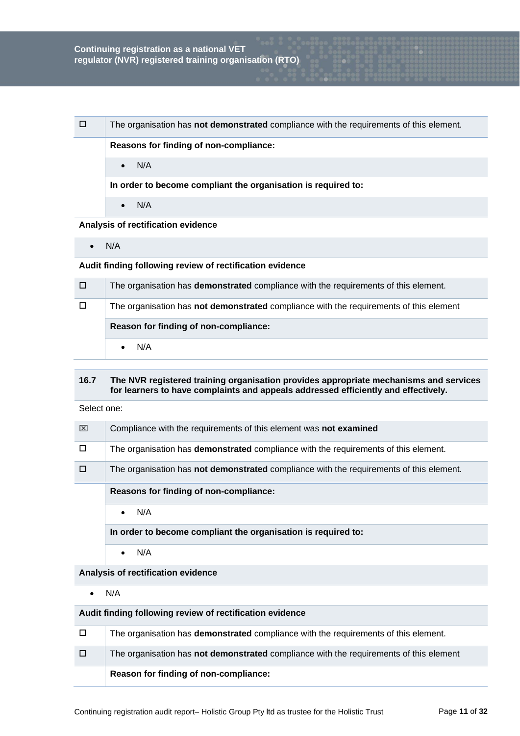| | |
|---|---|
| ☐ | The organisation has **not demonstrated** compliance with the requirements of this element. |
| | **Reasons for finding of non-compliance:** |
| | • N/A |
| | **In order to become compliant the organisation is required to:** |
| | • N/A |

**Analysis of rectification evidence**

- N/A

**Audit finding following review of rectification evidence**

| | |
|---|---|
| ☐ | The organisation has **demonstrated** compliance with the requirements of this element. |
| ☐ | The organisation has **not demonstrated** compliance with the requirements of this element |
| | **Reason for finding of non-compliance:** |
| | • N/A |

| | |
|---|---|
| **16.7** | **The NVR registered training organisation provides appropriate mechanisms and services for learners to have complaints and appeals addressed efficiently and effectively.** |

Select one:

| | |
|---|---|
| ☒ | Compliance with the requirements of this element was **not examined** |
| ☐ | The organisation has **demonstrated** compliance with the requirements of this element. |
| ☐ | The organisation has **not demonstrated** compliance with the requirements of this element. |
| | **Reasons for finding of non-compliance:** |
| | • N/A |
| | **In order to become compliant the organisation is required to:** |
| | • N/A |

**Analysis of rectification evidence**

- N/A

**Audit finding following review of rectification evidence**

| | |
|---|---|
| ☐ | The organisation has **demonstrated** compliance with the requirements of this element. |
| ☐ | The organisation has **not demonstrated** compliance with the requirements of this element |
| | **Reason for finding of non-compliance:** |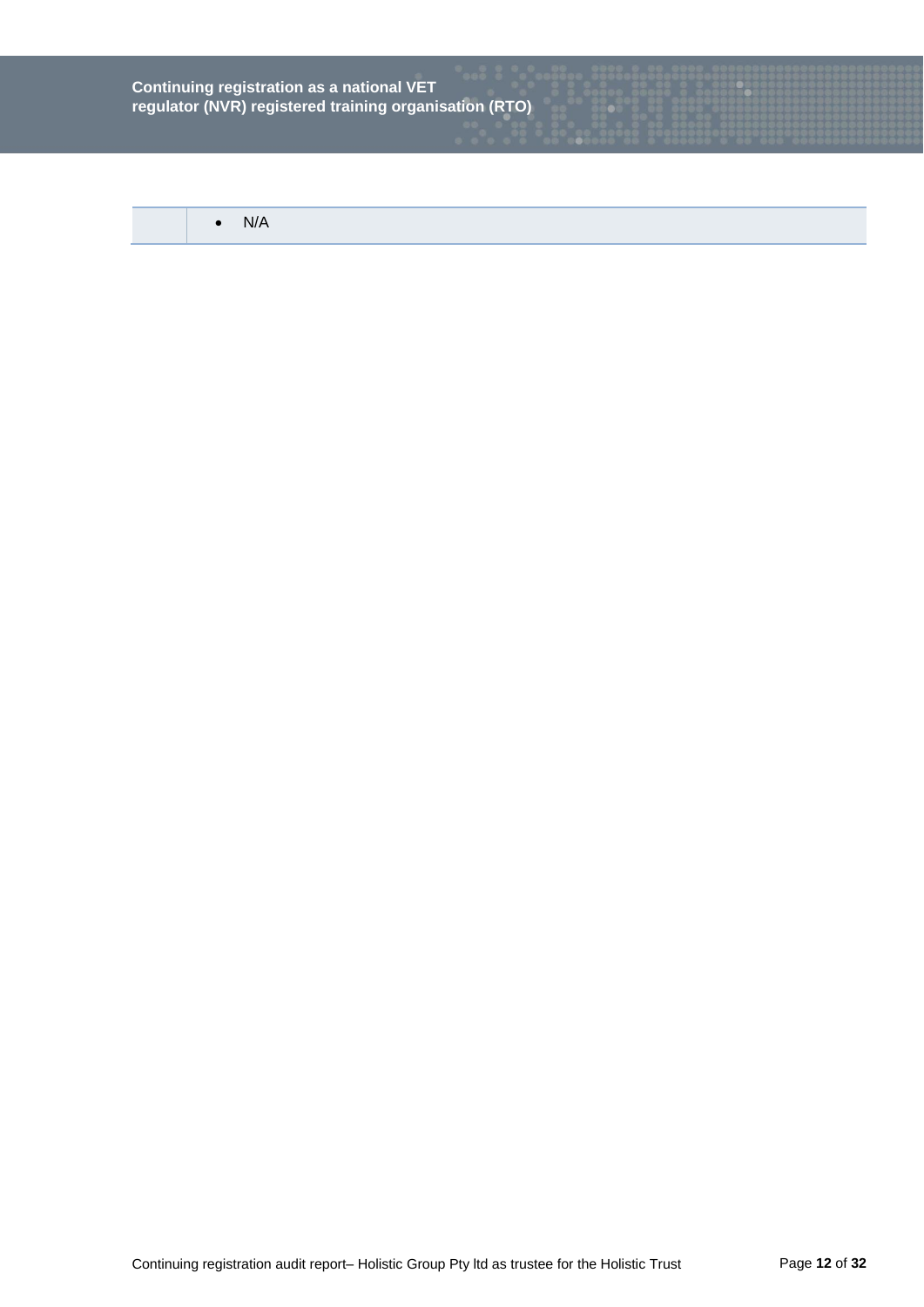| | • N/A |
|---|---|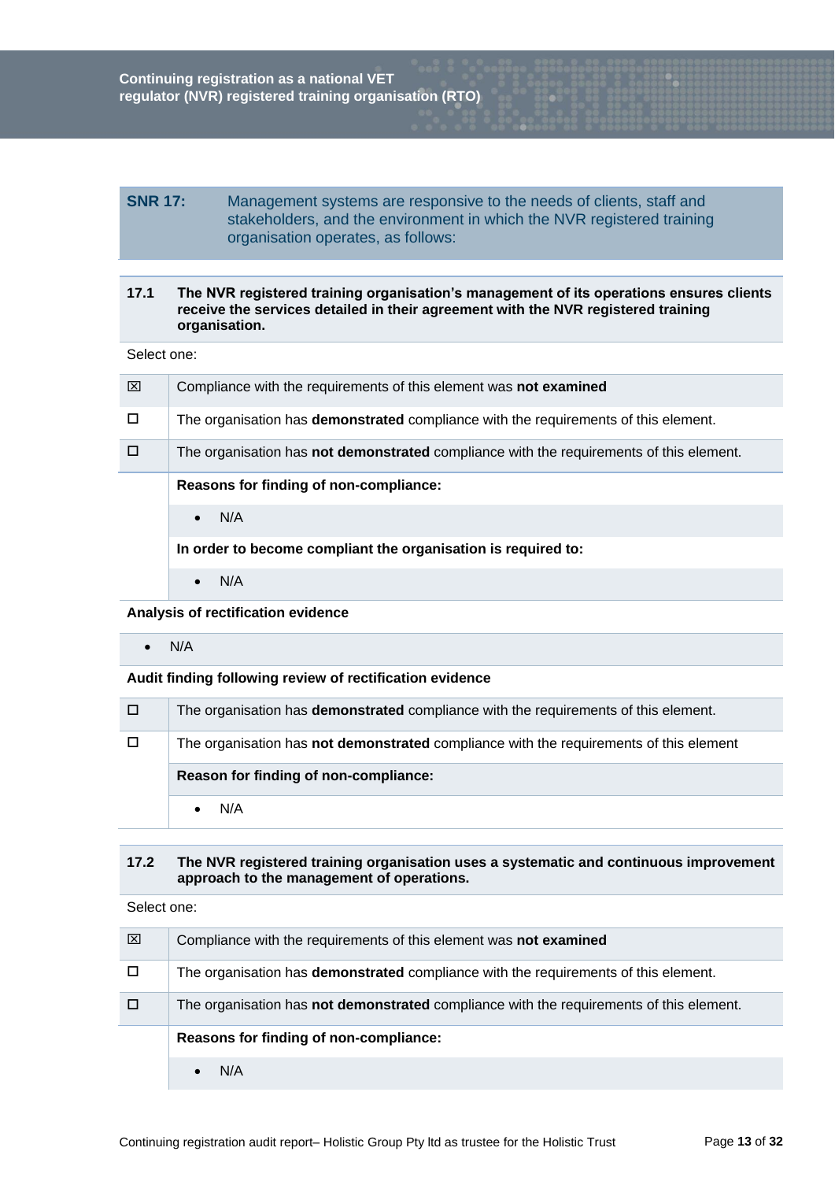**SNR 17:** Management systems are responsive to the needs of clients, staff and stakeholders, and the environment in which the NVR registered training organisation operates, as follows:

**17.1 The NVR registered training organisation's management of its operations ensures clients receive the services detailed in their agreement with the NVR registered training organisation.**

Select one:

| | |
|---|---|
| ☒ | Compliance with the requirements of this element was **not examined** |
| ☐ | The organisation has **demonstrated** compliance with the requirements of this element. |
| ☐ | The organisation has **not demonstrated** compliance with the requirements of this element. |
| | **Reasons for finding of non-compliance:** |
| | • N/A |
| | **In order to become compliant the organisation is required to:** |
| | • N/A |

**Analysis of rectification evidence**

- N/A

**Audit finding following review of rectification evidence**

| | |
|---|---|
| ☐ | The organisation has **demonstrated** compliance with the requirements of this element. |
| ☐ | The organisation has **not demonstrated** compliance with the requirements of this element |
| | **Reason for finding of non-compliance:** |
| | • N/A |

**17.2 The NVR registered training organisation uses a systematic and continuous improvement approach to the management of operations.**

Select one:

| | |
|---|---|
| ☒ | Compliance with the requirements of this element was **not examined** |
| ☐ | The organisation has **demonstrated** compliance with the requirements of this element. |
| ☐ | The organisation has **not demonstrated** compliance with the requirements of this element. |
| | **Reasons for finding of non-compliance:** |
| | • N/A |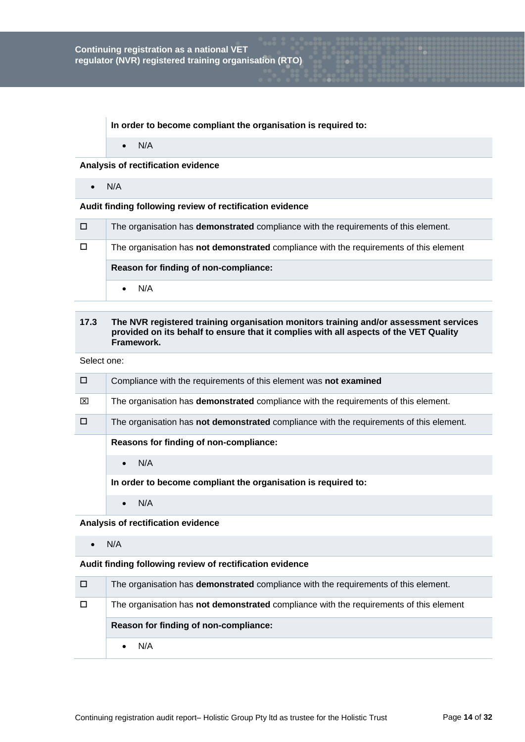**In order to become compliant the organisation is required to:**

- N/A

**Analysis of rectification evidence**

- N/A

**Audit finding following review of rectification evidence**

| | |
|---|---|
| ☐ | The organisation has **demonstrated** compliance with the requirements of this element. |
| ☐ | The organisation has **not demonstrated** compliance with the requirements of this element |
| | **Reason for finding of non-compliance:** |
| | • N/A |

**17.3 The NVR registered training organisation monitors training and/or assessment services provided on its behalf to ensure that it complies with all aspects of the VET Quality Framework.**

Select one:

| | |
|---|---|
| ☐ | Compliance with the requirements of this element was **not examined** |
| ☒ | The organisation has **demonstrated** compliance with the requirements of this element. |
| ☐ | The organisation has **not demonstrated** compliance with the requirements of this element. |
| | **Reasons for finding of non-compliance:** |
| | • N/A |
| | **In order to become compliant the organisation is required to:** |
| | • N/A |

**Analysis of rectification evidence**

- N/A

**Audit finding following review of rectification evidence**

| | |
|---|---|
| ☐ | The organisation has **demonstrated** compliance with the requirements of this element. |
| ☐ | The organisation has **not demonstrated** compliance with the requirements of this element |
| | **Reason for finding of non-compliance:** |
| | • N/A |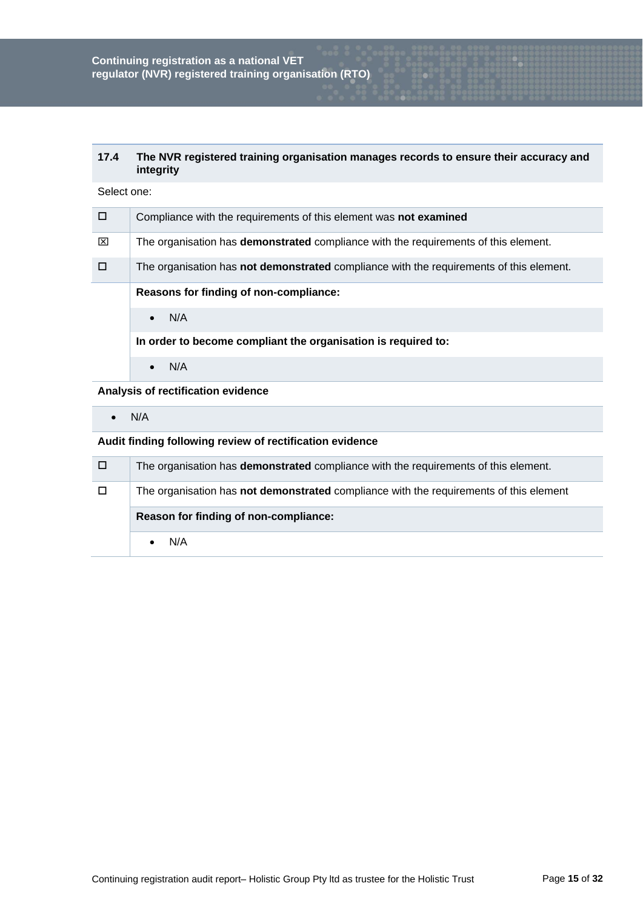| 17.4 | The NVR registered training organisation manages records to ensure their accuracy and integrity |
|---|---|

Select one:

| | |
|---|---|
| ☐ | Compliance with the requirements of this element was **not examined** |
| ☒ | The organisation has **demonstrated** compliance with the requirements of this element. |
| ☐ | The organisation has **not demonstrated** compliance with the requirements of this element. |
| | **Reasons for finding of non-compliance:** |
| | • N/A |
| | **In order to become compliant the organisation is required to:** |
| | • N/A |

**Analysis of rectification evidence**

- N/A

**Audit finding following review of rectification evidence**

| | |
|---|---|
| ☐ | The organisation has **demonstrated** compliance with the requirements of this element. |
| ☐ | The organisation has **not demonstrated** compliance with the requirements of this element |
| | **Reason for finding of non-compliance:** |
| | • N/A |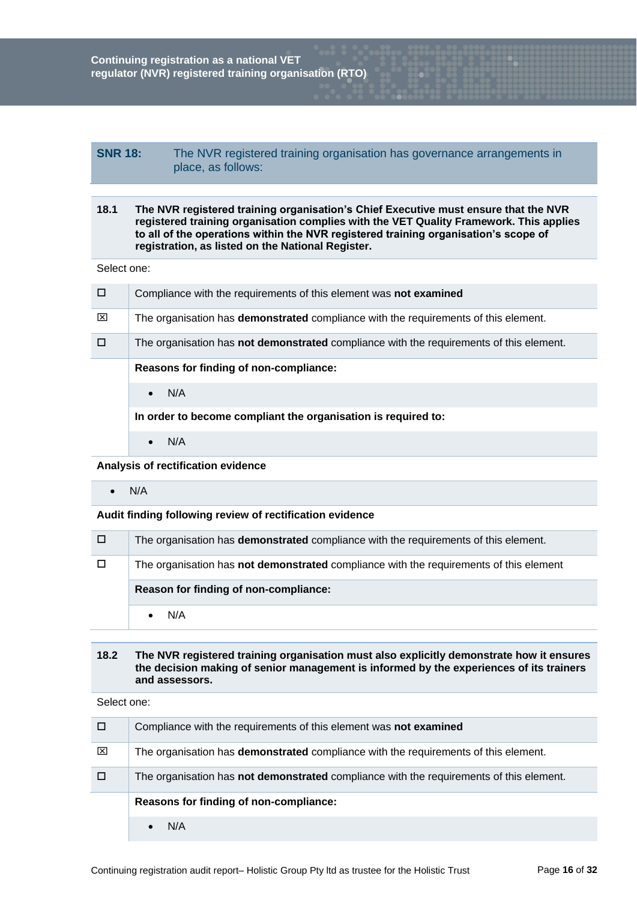| SNR 18: | The NVR registered training organisation has governance arrangements in place, as follows: |
|---|---|

**18.1 The NVR registered training organisation's Chief Executive must ensure that the NVR registered training organisation complies with the VET Quality Framework. This applies to all of the operations within the NVR registered training organisation's scope of registration, as listed on the National Register.**

Select one:

| | |
|---|---|
| ☐ | Compliance with the requirements of this element was **not examined** |
| ☒ | The organisation has **demonstrated** compliance with the requirements of this element. |
| ☐ | The organisation has **not demonstrated** compliance with the requirements of this element. |
| | **Reasons for finding of non-compliance:** |
| | • N/A |
| | **In order to become compliant the organisation is required to:** |
| | • N/A |

**Analysis of rectification evidence**

- N/A

**Audit finding following review of rectification evidence**

| | |
|---|---|
| ☐ | The organisation has **demonstrated** compliance with the requirements of this element. |
| ☐ | The organisation has **not demonstrated** compliance with the requirements of this element |
| | **Reason for finding of non-compliance:** |
| | • N/A |

**18.2 The NVR registered training organisation must also explicitly demonstrate how it ensures the decision making of senior management is informed by the experiences of its trainers and assessors.**

Select one:

| | |
|---|---|
| ☐ | Compliance with the requirements of this element was **not examined** |
| ☒ | The organisation has **demonstrated** compliance with the requirements of this element. |
| ☐ | The organisation has **not demonstrated** compliance with the requirements of this element. |
| | **Reasons for finding of non-compliance:** |
| | • N/A |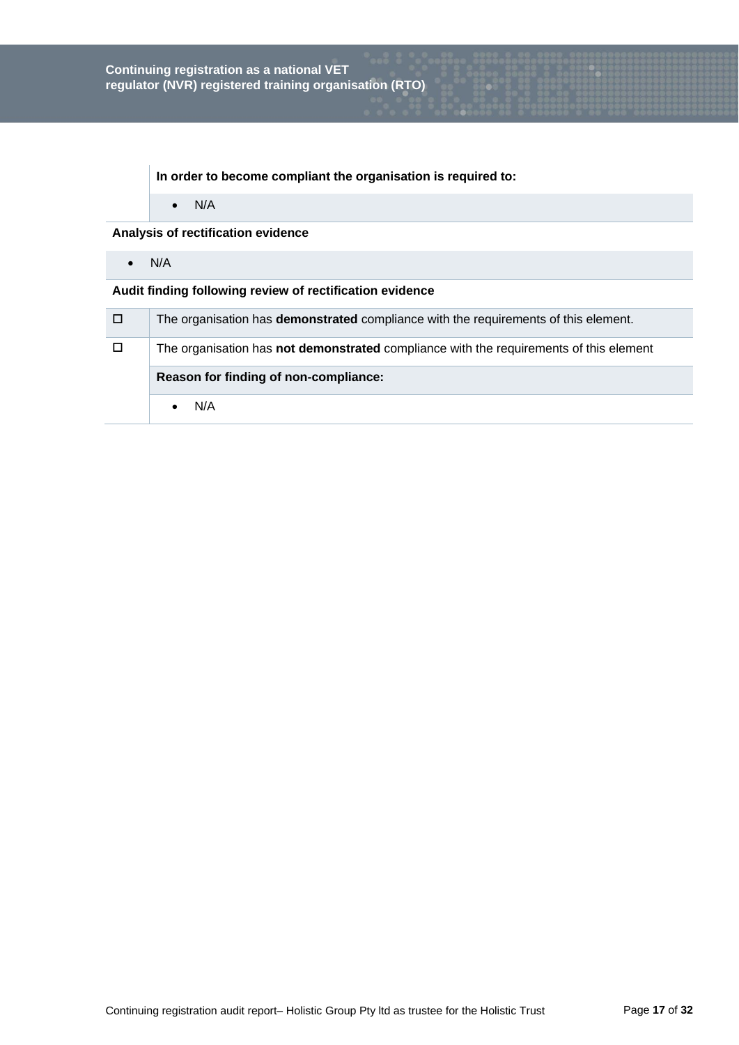| | **In order to become compliant the organisation is required to:** |
|---|---|
| | • N/A |

**Analysis of rectification evidence**

- N/A

**Audit finding following review of rectification evidence**

| | |
|---|---|
| ☐ | The organisation has **demonstrated** compliance with the requirements of this element. |
| ☐ | The organisation has **not demonstrated** compliance with the requirements of this element |
| | **Reason for finding of non-compliance:** |
| | • N/A |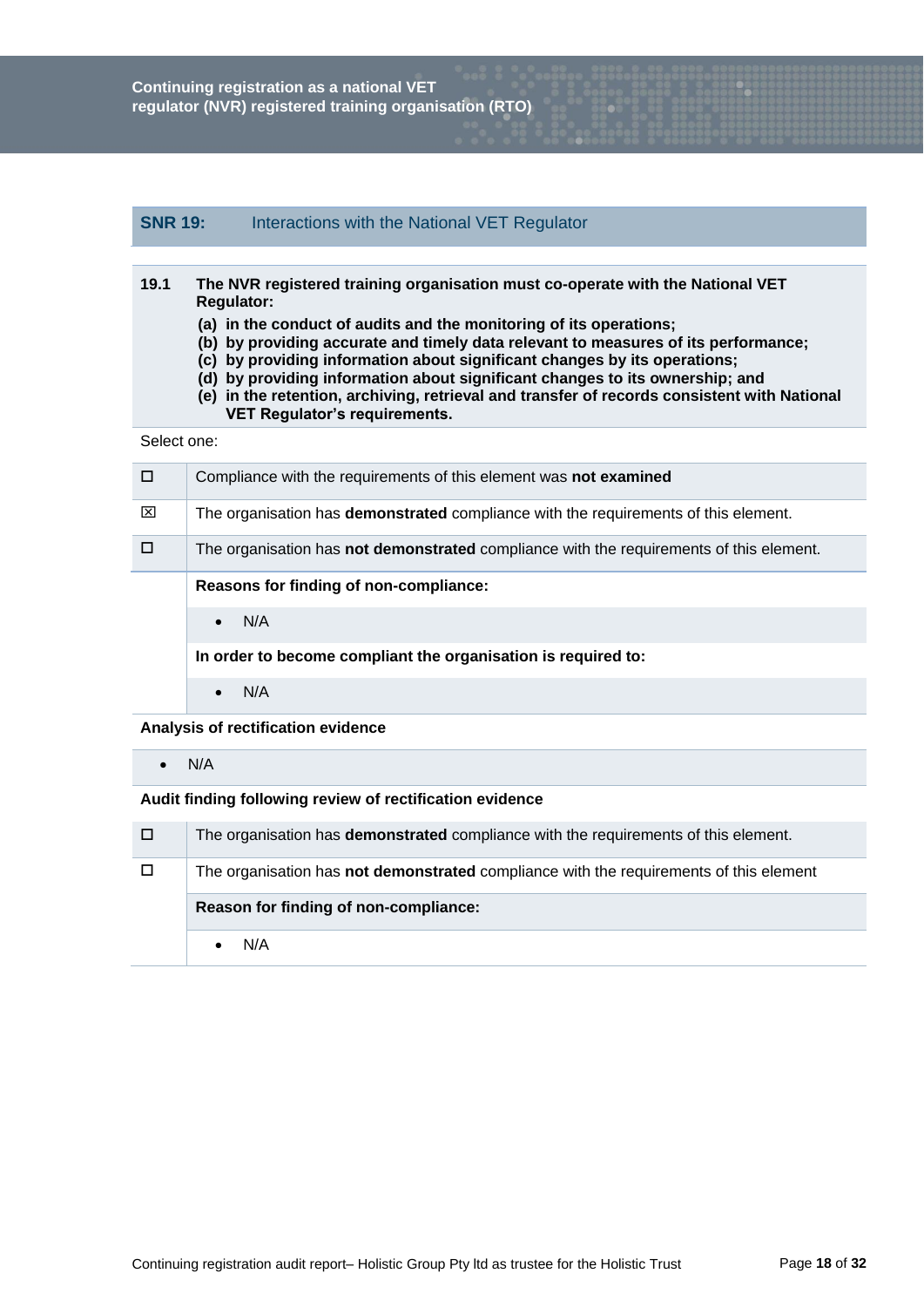## SNR 19: Interactions with the National VET Regulator

**19.1 The NVR registered training organisation must co-operate with the National VET Regulator:**

**(a) in the conduct of audits and the monitoring of its operations;**
**(b) by providing accurate and timely data relevant to measures of its performance;**
**(c) by providing information about significant changes by its operations;**
**(d) by providing information about significant changes to its ownership; and**
**(e) in the retention, archiving, retrieval and transfer of records consistent with National VET Regulator's requirements.**

Select one:

| | |
|---|---|
| ☐ | Compliance with the requirements of this element was **not examined** |
| ☒ | The organisation has **demonstrated** compliance with the requirements of this element. |
| ☐ | The organisation has **not demonstrated** compliance with the requirements of this element. |

**Reasons for finding of non-compliance:**

- N/A

**In order to become compliant the organisation is required to:**

- N/A

**Analysis of rectification evidence**

- N/A

**Audit finding following review of rectification evidence**

| | |
|---|---|
| ☐ | The organisation has **demonstrated** compliance with the requirements of this element. |
| ☐ | The organisation has **not demonstrated** compliance with the requirements of this element |

**Reason for finding of non-compliance:**

- N/A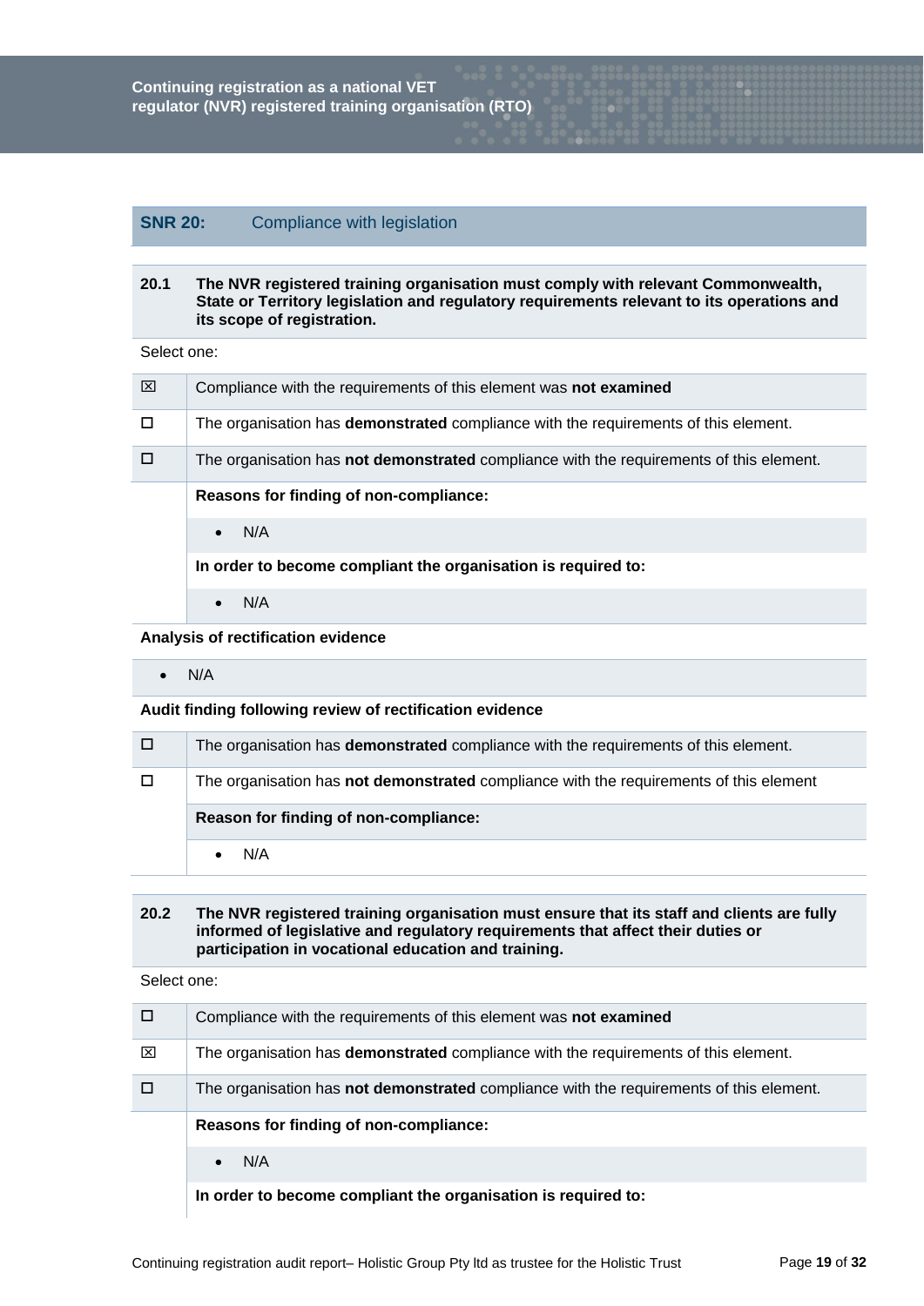## SNR 20: Compliance with legislation

**20.1 The NVR registered training organisation must comply with relevant Commonwealth, State or Territory legislation and regulatory requirements relevant to its operations and its scope of registration.**

Select one:

| | |
|---|---|
| ☒ | Compliance with the requirements of this element was **not examined** |
| ☐ | The organisation has **demonstrated** compliance with the requirements of this element. |
| ☐ | The organisation has **not demonstrated** compliance with the requirements of this element. |
| | **Reasons for finding of non-compliance:** |
| | • N/A |
| | **In order to become compliant the organisation is required to:** |
| | • N/A |

**Analysis of rectification evidence**

- N/A

**Audit finding following review of rectification evidence**

| | |
|---|---|
| ☐ | The organisation has **demonstrated** compliance with the requirements of this element. |
| ☐ | The organisation has **not demonstrated** compliance with the requirements of this element |
| | **Reason for finding of non-compliance:** |
| | • N/A |

**20.2 The NVR registered training organisation must ensure that its staff and clients are fully informed of legislative and regulatory requirements that affect their duties or participation in vocational education and training.**

Select one:

| | |
|---|---|
| ☐ | Compliance with the requirements of this element was **not examined** |
| ☒ | The organisation has **demonstrated** compliance with the requirements of this element. |
| ☐ | The organisation has **not demonstrated** compliance with the requirements of this element. |
| | **Reasons for finding of non-compliance:** |
| | • N/A |
| | **In order to become compliant the organisation is required to:** |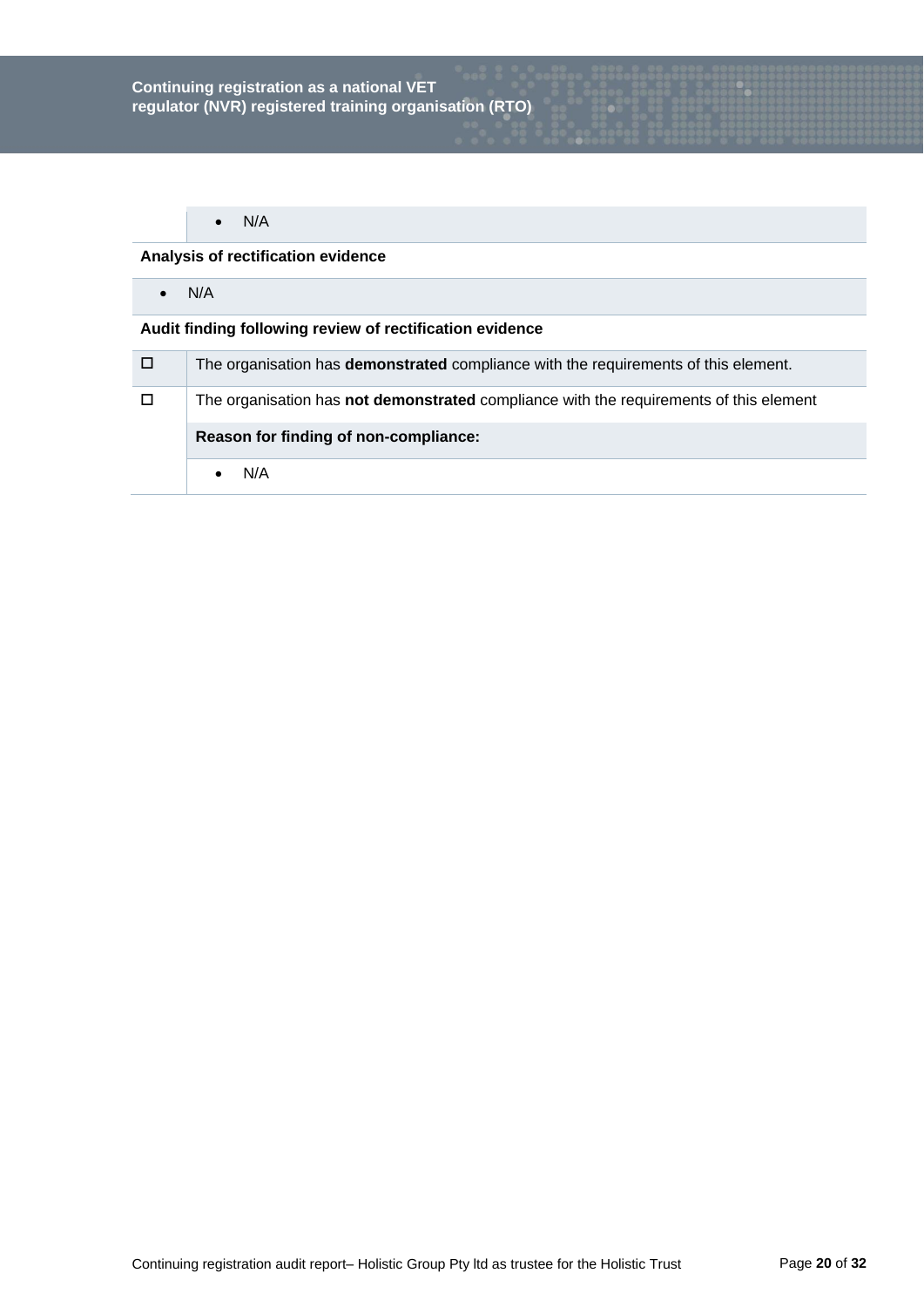- N/A

**Analysis of rectification evidence**

- N/A

**Audit finding following review of rectification evidence**

| | |
|---|---|
| ☐ | The organisation has **demonstrated** compliance with the requirements of this element. |
| ☐ | The organisation has **not demonstrated** compliance with the requirements of this element |
| | **Reason for finding of non-compliance:** |
| | • N/A |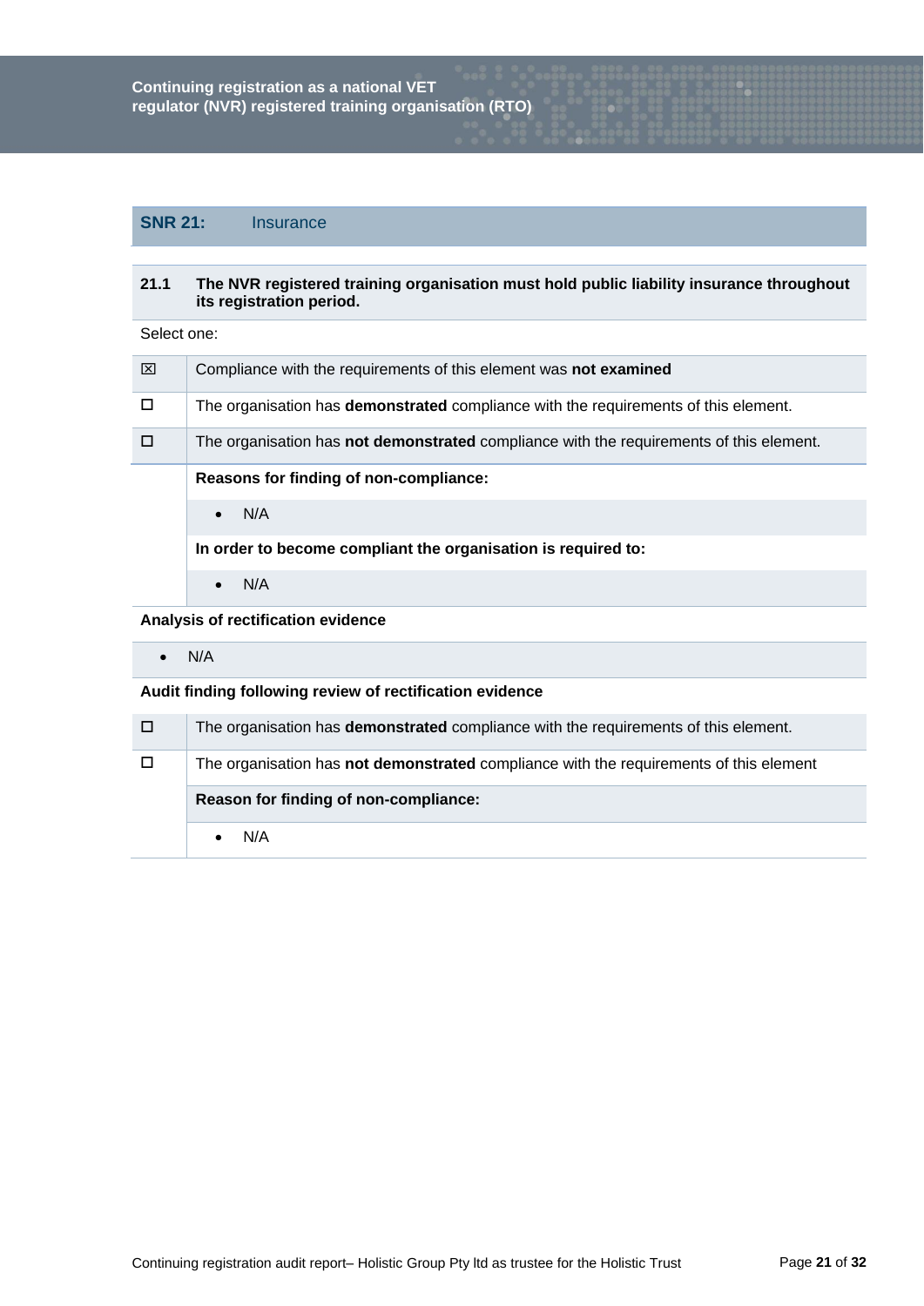## SNR 21: Insurance

| 21.1 | The NVR registered training organisation must hold public liability insurance throughout its registration period. |
|---|---|

Select one:

| | |
|---|---|
| ☒ | Compliance with the requirements of this element was **not examined** |
| ☐ | The organisation has **demonstrated** compliance with the requirements of this element. |
| ☐ | The organisation has **not demonstrated** compliance with the requirements of this element. |

**Reasons for finding of non-compliance:**

- N/A

**In order to become compliant the organisation is required to:**

- N/A

**Analysis of rectification evidence**

- N/A

**Audit finding following review of rectification evidence**

| | |
|---|---|
| ☐ | The organisation has **demonstrated** compliance with the requirements of this element. |
| ☐ | The organisation has **not demonstrated** compliance with the requirements of this element |

**Reason for finding of non-compliance:**

- N/A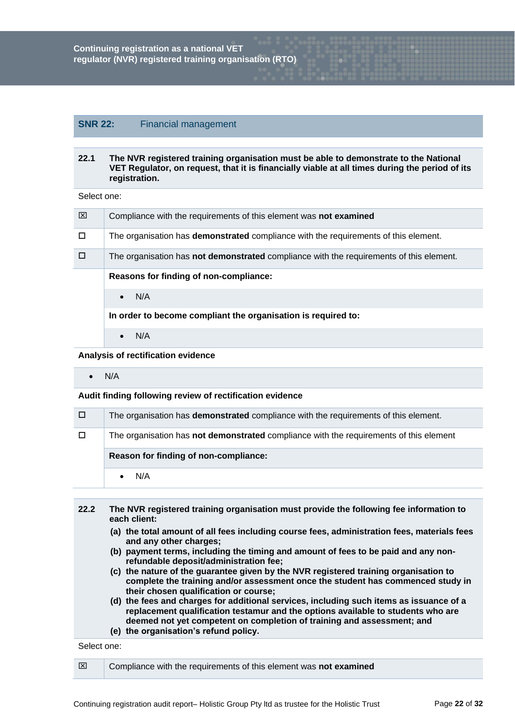## SNR 22: Financial management

| | |
|---|---|
| **22.1** | **The NVR registered training organisation must be able to demonstrate to the National VET Regulator, on request, that it is financially viable at all times during the period of its registration.** |

Select one:

| | |
|---|---|
| ☒ | Compliance with the requirements of this element was **not examined** |
| ☐ | The organisation has **demonstrated** compliance with the requirements of this element. |
| ☐ | The organisation has **not demonstrated** compliance with the requirements of this element. |
| | **Reasons for finding of non-compliance:** |
| | • N/A |
| | **In order to become compliant the organisation is required to:** |
| | • N/A |

**Analysis of rectification evidence**

- N/A

**Audit finding following review of rectification evidence**

| | |
|---|---|
| ☐ | The organisation has **demonstrated** compliance with the requirements of this element. |
| ☐ | The organisation has **not demonstrated** compliance with the requirements of this element |
| | **Reason for finding of non-compliance:** |
| | • N/A |

**22.2** **The NVR registered training organisation must provide the following fee information to each client:**

- **(a) the total amount of all fees including course fees, administration fees, materials fees and any other charges;**
- **(b) payment terms, including the timing and amount of fees to be paid and any non-refundable deposit/administration fee;**
- **(c) the nature of the guarantee given by the NVR registered training organisation to complete the training and/or assessment once the student has commenced study in their chosen qualification or course;**
- **(d) the fees and charges for additional services, including such items as issuance of a replacement qualification testamur and the options available to students who are deemed not yet competent on completion of training and assessment; and**
- **(e) the organisation's refund policy.**

Select one:

| | |
|---|---|
| ☒ | Compliance with the requirements of this element was **not examined** |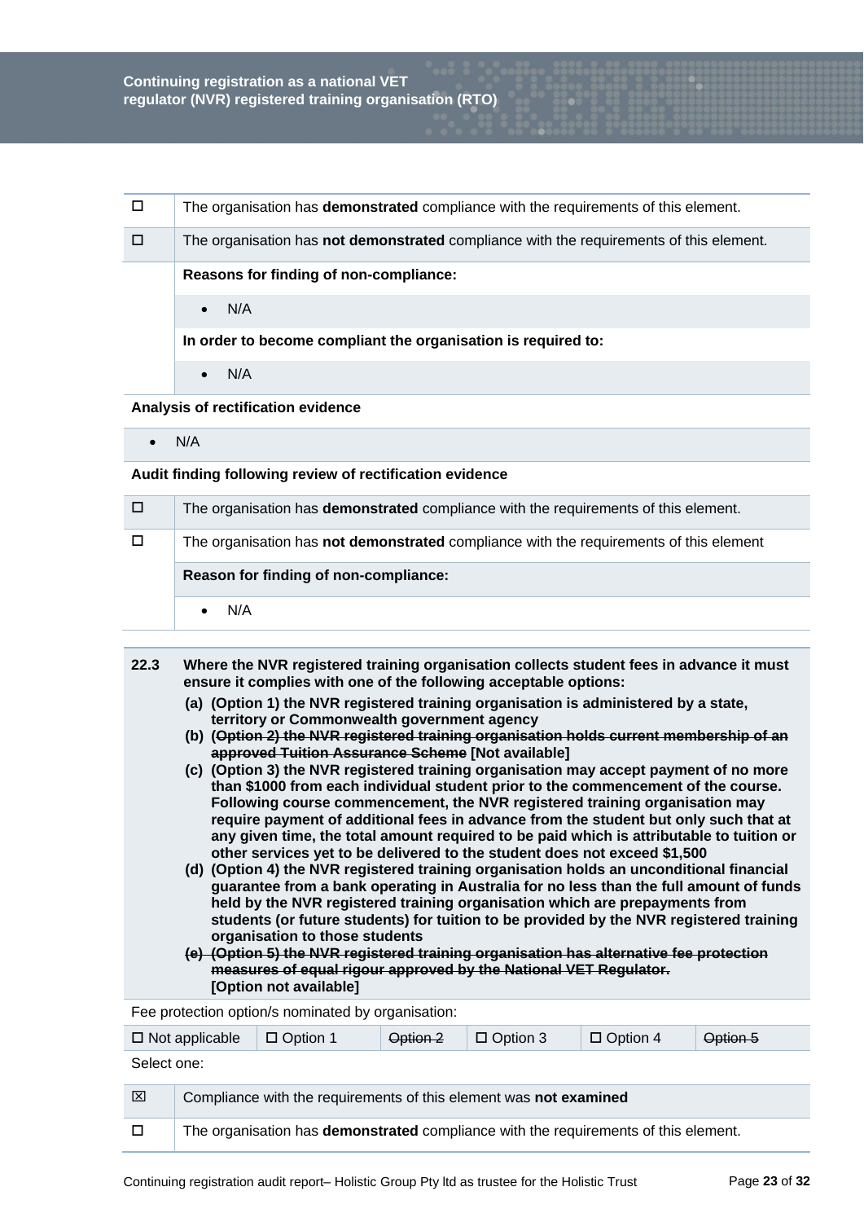| | |
|---|---|
| ☐ | The organisation has **demonstrated** compliance with the requirements of this element. |
| ☐ | The organisation has **not demonstrated** compliance with the requirements of this element. |
| | **Reasons for finding of non-compliance:** |
| | • N/A |
| | **In order to become compliant the organisation is required to:** |
| | • N/A |

**Analysis of rectification evidence**

- N/A

**Audit finding following review of rectification evidence**

| | |
|---|---|
| ☐ | The organisation has **demonstrated** compliance with the requirements of this element. |
| ☐ | The organisation has **not demonstrated** compliance with the requirements of this element |
| | **Reason for finding of non-compliance:** |
| | • N/A |

**22.3 Where the NVR registered training organisation collects student fees in advance it must ensure it complies with one of the following acceptable options:**

**(a) (Option 1) the NVR registered training organisation is administered by a state, territory or Commonwealth government agency**

**(b) (~~Option 2) the NVR registered training organisation holds current membership of an approved Tuition Assurance Scheme~~ [Not available]**

**(c) (Option 3) the NVR registered training organisation may accept payment of no more than $1000 from each individual student prior to the commencement of the course. Following course commencement, the NVR registered training organisation may require payment of additional fees in advance from the student but only such that at any given time, the total amount required to be paid which is attributable to tuition or other services yet to be delivered to the student does not exceed $1,500**

**(d) (Option 4) the NVR registered training organisation holds an unconditional financial guarantee from a bank operating in Australia for no less than the full amount of funds held by the NVR registered training organisation which are prepayments from students (or future students) for tuition to be provided by the NVR registered training organisation to those students**

**~~(e) (Option 5) the NVR registered training organisation has alternative fee protection measures of equal rigour approved by the National VET Regulator.~~ [Option not available]**

Fee protection option/s nominated by organisation:

| ☐ Not applicable | ☐ Option 1 | ~~Option 2~~ | ☐ Option 3 | ☐ Option 4 | ~~Option 5~~ |
|---|---|---|---|---|---|

Select one:

| | |
|---|---|
| ☒ | Compliance with the requirements of this element was **not examined** |
| ☐ | The organisation has **demonstrated** compliance with the requirements of this element. |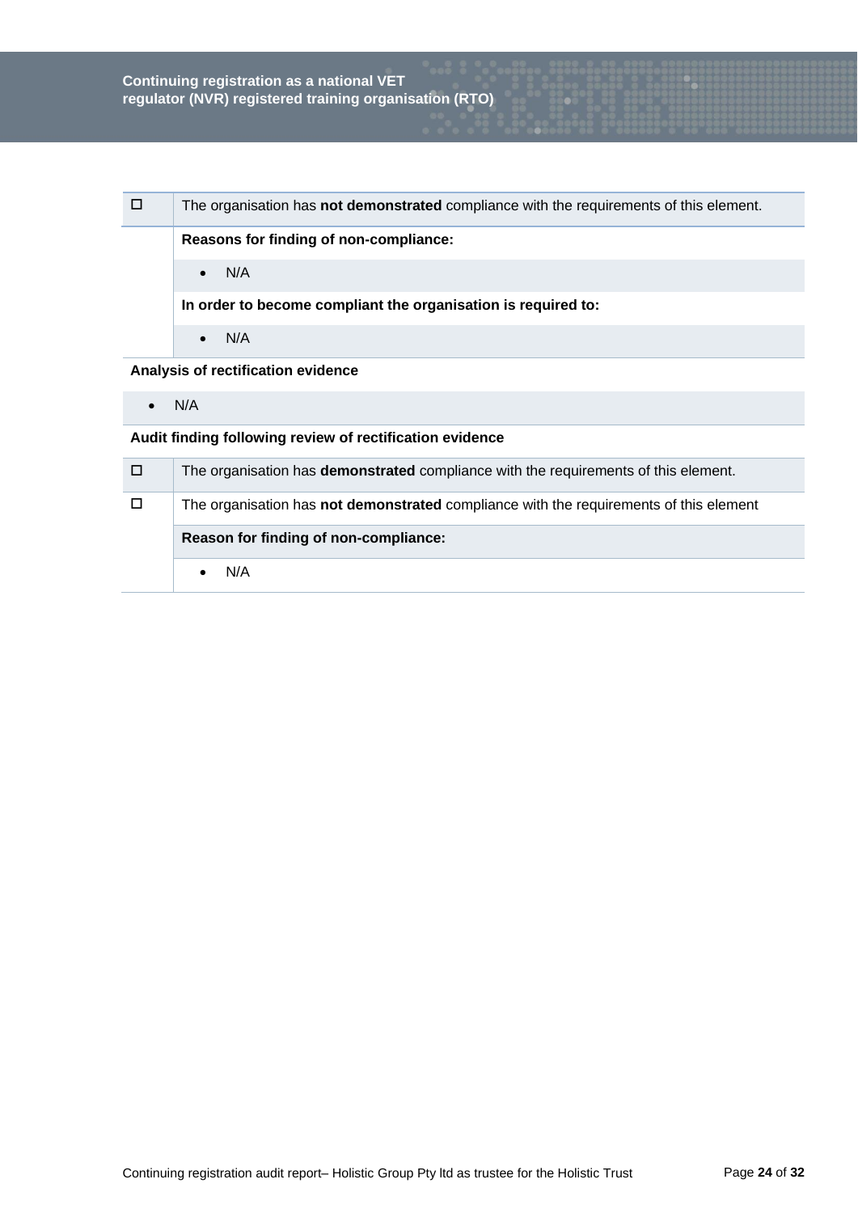| | |
|---|---|
| ☐ | The organisation has **not demonstrated** compliance with the requirements of this element. |
| | **Reasons for finding of non-compliance:** |
| | • N/A |
| | **In order to become compliant the organisation is required to:** |
| | • N/A |

**Analysis of rectification evidence**

- N/A

**Audit finding following review of rectification evidence**

| | |
|---|---|
| ☐ | The organisation has **demonstrated** compliance with the requirements of this element. |
| ☐ | The organisation has **not demonstrated** compliance with the requirements of this element |
| | **Reason for finding of non-compliance:** |
| | • N/A |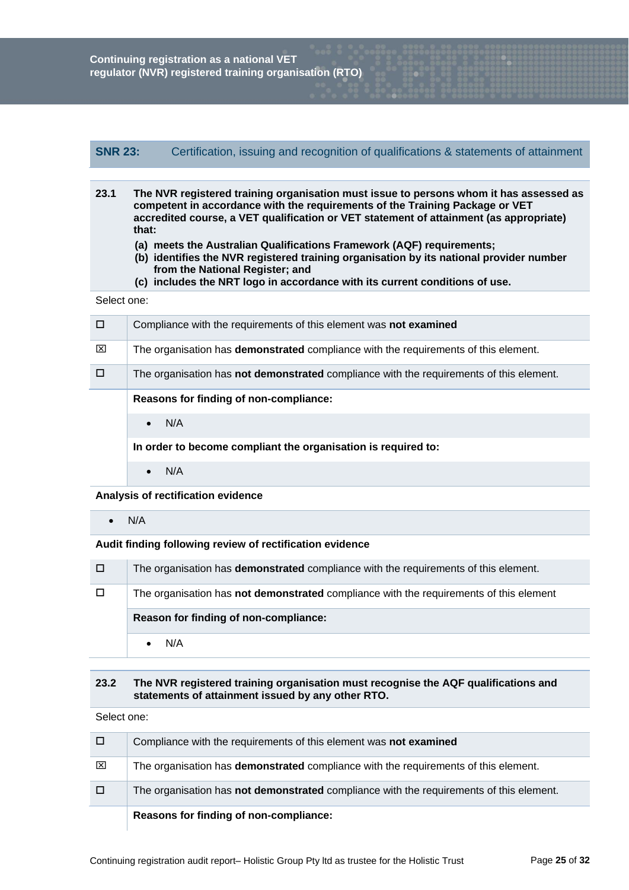## SNR 23: Certification, issuing and recognition of qualifications & statements of attainment

**23.1 The NVR registered training organisation must issue to persons whom it has assessed as competent in accordance with the requirements of the Training Package or VET accredited course, a VET qualification or VET statement of attainment (as appropriate) that:**

**(a) meets the Australian Qualifications Framework (AQF) requirements;**
**(b) identifies the NVR registered training organisation by its national provider number from the National Register; and**
**(c) includes the NRT logo in accordance with its current conditions of use.**

Select one:

| | |
|---|---|
| ☐ | Compliance with the requirements of this element was **not examined** |
| ☒ | The organisation has **demonstrated** compliance with the requirements of this element. |
| ☐ | The organisation has **not demonstrated** compliance with the requirements of this element. |

**Reasons for finding of non-compliance:**

- N/A

**In order to become compliant the organisation is required to:**

- N/A

**Analysis of rectification evidence**

- N/A

**Audit finding following review of rectification evidence**

| | |
|---|---|
| ☐ | The organisation has **demonstrated** compliance with the requirements of this element. |
| ☐ | The organisation has **not demonstrated** compliance with the requirements of this element |

**Reason for finding of non-compliance:**

- N/A

**23.2 The NVR registered training organisation must recognise the AQF qualifications and statements of attainment issued by any other RTO.**

Select one:

| | |
|---|---|
| ☐ | Compliance with the requirements of this element was **not examined** |
| ☒ | The organisation has **demonstrated** compliance with the requirements of this element. |
| ☐ | The organisation has **not demonstrated** compliance with the requirements of this element. |

**Reasons for finding of non-compliance:**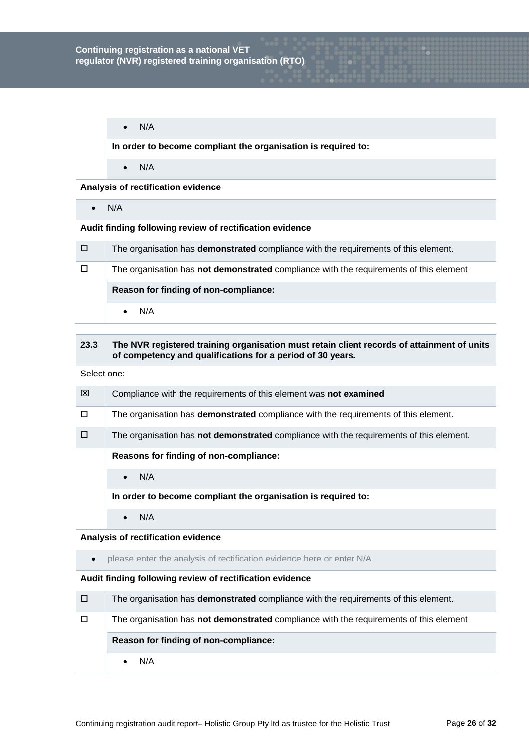- N/A

**In order to become compliant the organisation is required to:**

- N/A

**Analysis of rectification evidence**

- N/A

**Audit finding following review of rectification evidence**

| | |
|---|---|
| ☐ | The organisation has **demonstrated** compliance with the requirements of this element. |
| ☐ | The organisation has **not demonstrated** compliance with the requirements of this element |
| | **Reason for finding of non-compliance:** |
| | • N/A |

**23.3 The NVR registered training organisation must retain client records of attainment of units of competency and qualifications for a period of 30 years.**

Select one:

| | |
|---|---|
| ☒ | Compliance with the requirements of this element was **not examined** |
| ☐ | The organisation has **demonstrated** compliance with the requirements of this element. |
| ☐ | The organisation has **not demonstrated** compliance with the requirements of this element. |
| | **Reasons for finding of non-compliance:** |
| | • N/A |
| | **In order to become compliant the organisation is required to:** |
| | • N/A |

**Analysis of rectification evidence**

- please enter the analysis of rectification evidence here or enter N/A

**Audit finding following review of rectification evidence**

| | |
|---|---|
| ☐ | The organisation has **demonstrated** compliance with the requirements of this element. |
| ☐ | The organisation has **not demonstrated** compliance with the requirements of this element |
| | **Reason for finding of non-compliance:** |
| | • N/A |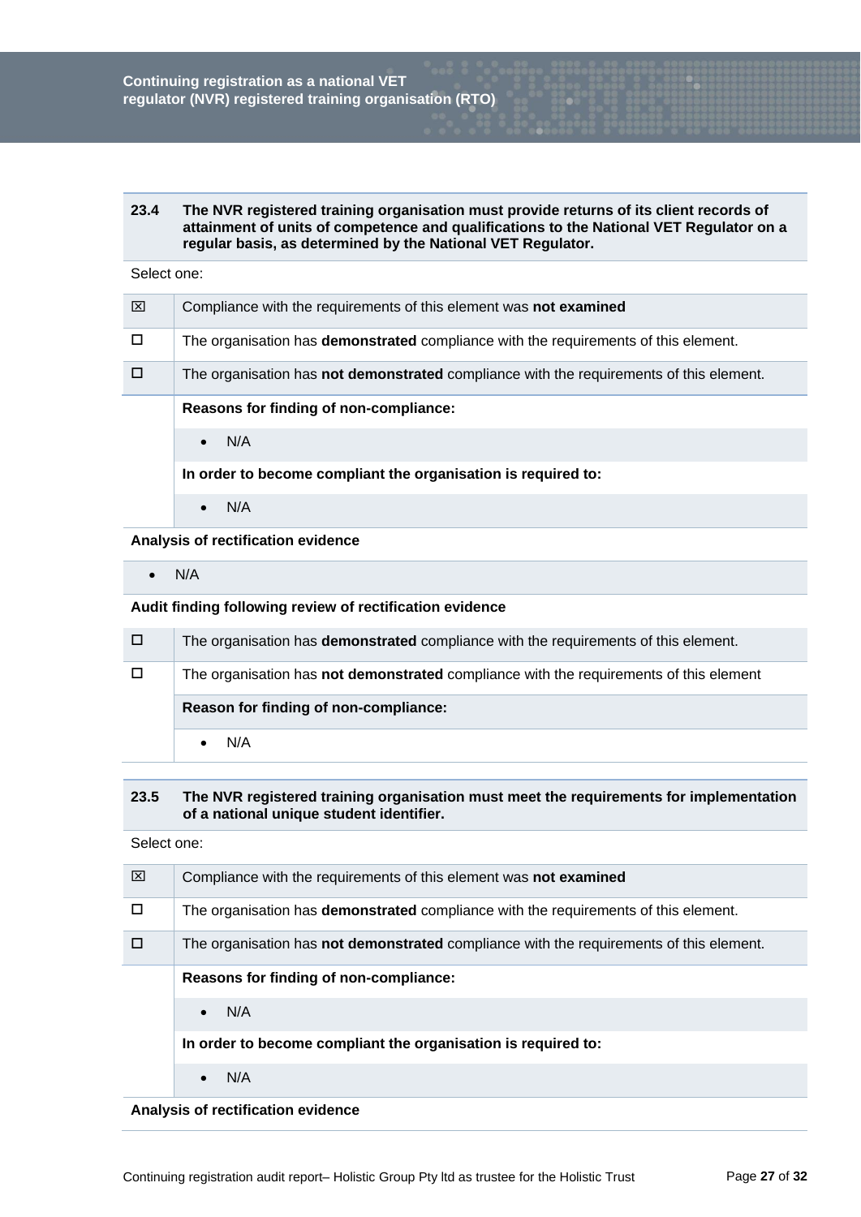| 23.4 | The NVR registered training organisation must provide returns of its client records of attainment of units of competence and qualifications to the National VET Regulator on a regular basis, as determined by the National VET Regulator. |
|---|---|

Select one:

| | |
|---|---|
| ☒ | Compliance with the requirements of this element was **not examined** |
| ☐ | The organisation has **demonstrated** compliance with the requirements of this element. |
| ☐ | The organisation has **not demonstrated** compliance with the requirements of this element. |
| | **Reasons for finding of non-compliance:** |
| | • N/A |
| | **In order to become compliant the organisation is required to:** |
| | • N/A |

**Analysis of rectification evidence**

- N/A

**Audit finding following review of rectification evidence**

| | |
|---|---|
| ☐ | The organisation has **demonstrated** compliance with the requirements of this element. |
| ☐ | The organisation has **not demonstrated** compliance with the requirements of this element |
| | **Reason for finding of non-compliance:** |
| | • N/A |

| 23.5 | The NVR registered training organisation must meet the requirements for implementation of a national unique student identifier. |
|---|---|

Select one:

| | |
|---|---|
| ☒ | Compliance with the requirements of this element was **not examined** |
| ☐ | The organisation has **demonstrated** compliance with the requirements of this element. |
| ☐ | The organisation has **not demonstrated** compliance with the requirements of this element. |
| | **Reasons for finding of non-compliance:** |
| | • N/A |
| | **In order to become compliant the organisation is required to:** |
| | • N/A |

**Analysis of rectification evidence**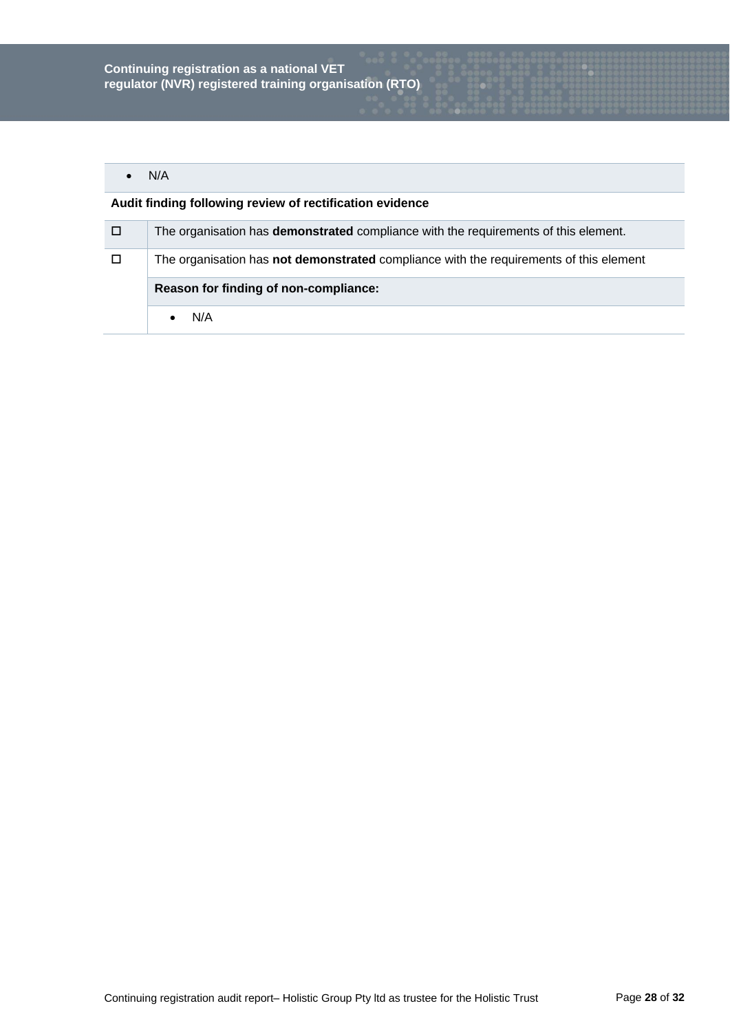- N/A

**Audit finding following review of rectification evidence**

| | |
|---|---|
| ☐ | The organisation has **demonstrated** compliance with the requirements of this element. |
| ☐ | The organisation has **not demonstrated** compliance with the requirements of this element |
| | **Reason for finding of non-compliance:** |
| | • N/A |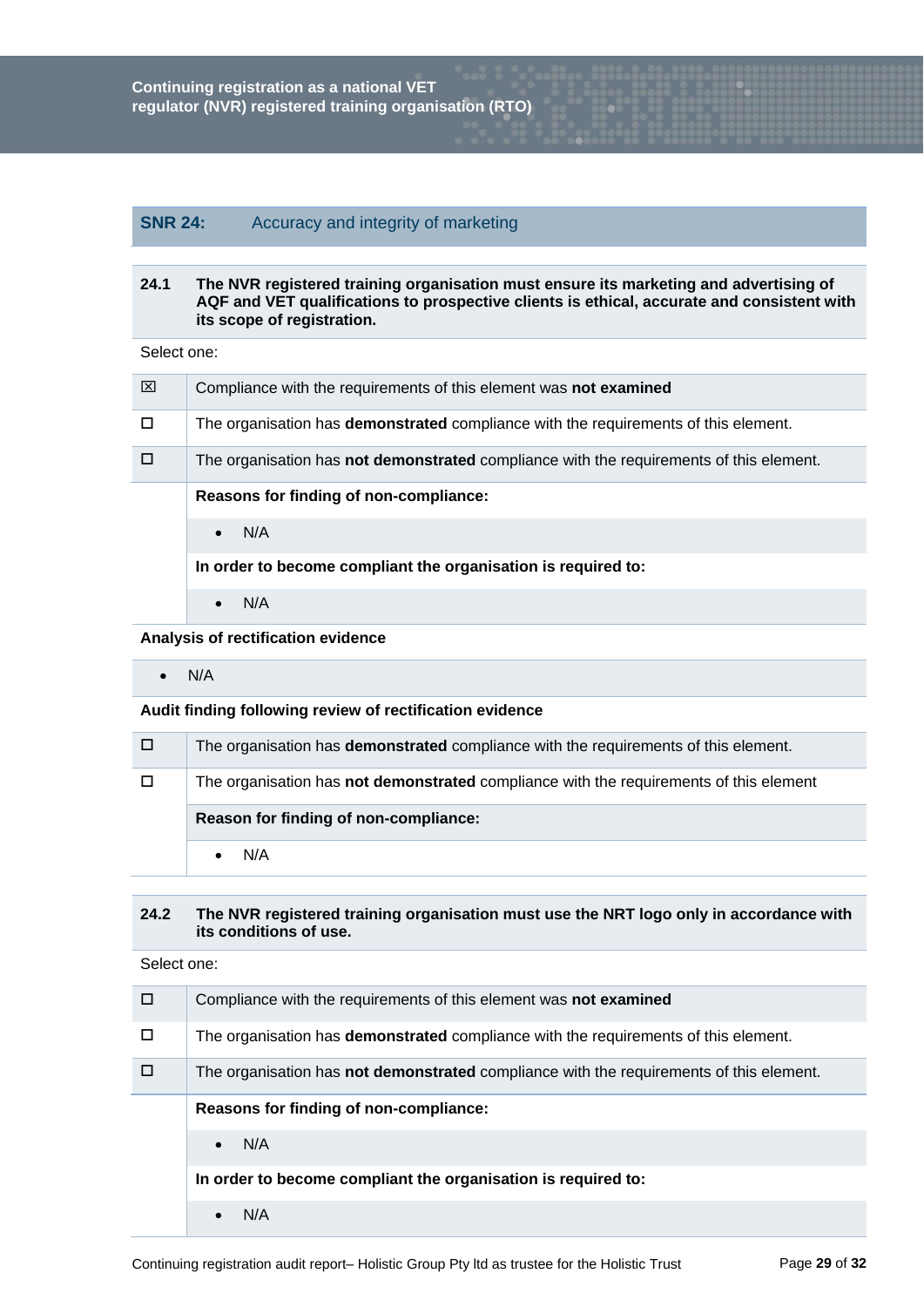## SNR 24: Accuracy and integrity of marketing

| **24.1** | **The NVR registered training organisation must ensure its marketing and advertising of AQF and VET qualifications to prospective clients is ethical, accurate and consistent with its scope of registration.** |
|---|---|

Select one:

| | |
|---|---|
| ☒ | Compliance with the requirements of this element was **not examined** |
| ☐ | The organisation has **demonstrated** compliance with the requirements of this element. |
| ☐ | The organisation has **not demonstrated** compliance with the requirements of this element. |
| | **Reasons for finding of non-compliance:** |
| | • N/A |
| | **In order to become compliant the organisation is required to:** |
| | • N/A |

**Analysis of rectification evidence**

- N/A

**Audit finding following review of rectification evidence**

| | |
|---|---|
| ☐ | The organisation has **demonstrated** compliance with the requirements of this element. |
| ☐ | The organisation has **not demonstrated** compliance with the requirements of this element |
| | **Reason for finding of non-compliance:** |
| | • N/A |

| **24.2** | **The NVR registered training organisation must use the NRT logo only in accordance with its conditions of use.** |
|---|---|

Select one:

| | |
|---|---|
| ☐ | Compliance with the requirements of this element was **not examined** |
| ☐ | The organisation has **demonstrated** compliance with the requirements of this element. |
| ☐ | The organisation has **not demonstrated** compliance with the requirements of this element. |
| | **Reasons for finding of non-compliance:** |
| | • N/A |
| | **In order to become compliant the organisation is required to:** |
| | • N/A |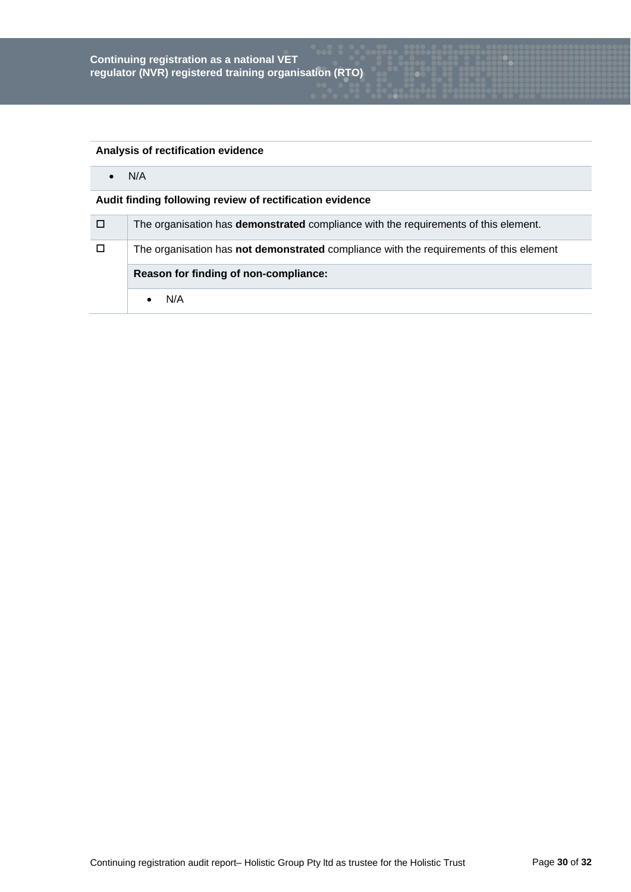| Analysis of rectification evidence |
|---|
| • N/A |

**Audit finding following review of rectification evidence**

| | |
|---|---|
| ☐ | The organisation has **demonstrated** compliance with the requirements of this element. |
| ☐ | The organisation has **not demonstrated** compliance with the requirements of this element |
| | **Reason for finding of non-compliance:** |
| | • N/A |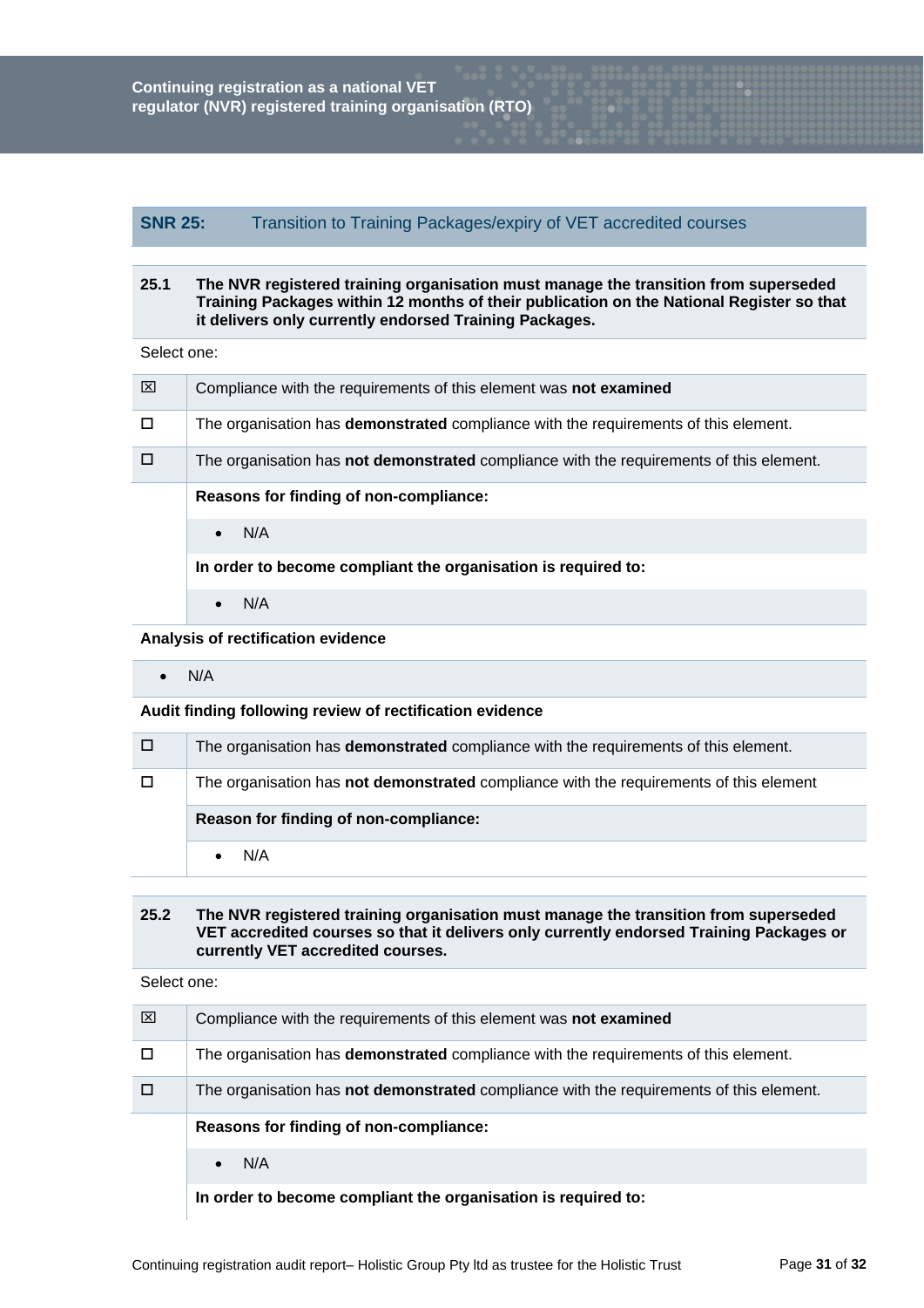## SNR 25: Transition to Training Packages/expiry of VET accredited courses

**25.1 The NVR registered training organisation must manage the transition from superseded Training Packages within 12 months of their publication on the National Register so that it delivers only currently endorsed Training Packages.**

Select one:

| | |
|---|---|
| ☒ | Compliance with the requirements of this element was **not examined** |
| ☐ | The organisation has **demonstrated** compliance with the requirements of this element. |
| ☐ | The organisation has **not demonstrated** compliance with the requirements of this element. |
| | **Reasons for finding of non-compliance:** |
| | • N/A |
| | **In order to become compliant the organisation is required to:** |
| | • N/A |

**Analysis of rectification evidence**

- N/A

**Audit finding following review of rectification evidence**

| | |
|---|---|
| ☐ | The organisation has **demonstrated** compliance with the requirements of this element. |
| ☐ | The organisation has **not demonstrated** compliance with the requirements of this element |
| | **Reason for finding of non-compliance:** |
| | • N/A |

**25.2 The NVR registered training organisation must manage the transition from superseded VET accredited courses so that it delivers only currently endorsed Training Packages or currently VET accredited courses.**

Select one:

| | |
|---|---|
| ☒ | Compliance with the requirements of this element was **not examined** |
| ☐ | The organisation has **demonstrated** compliance with the requirements of this element. |
| ☐ | The organisation has **not demonstrated** compliance with the requirements of this element. |
| | **Reasons for finding of non-compliance:** |
| | • N/A |
| | **In order to become compliant the organisation is required to:** |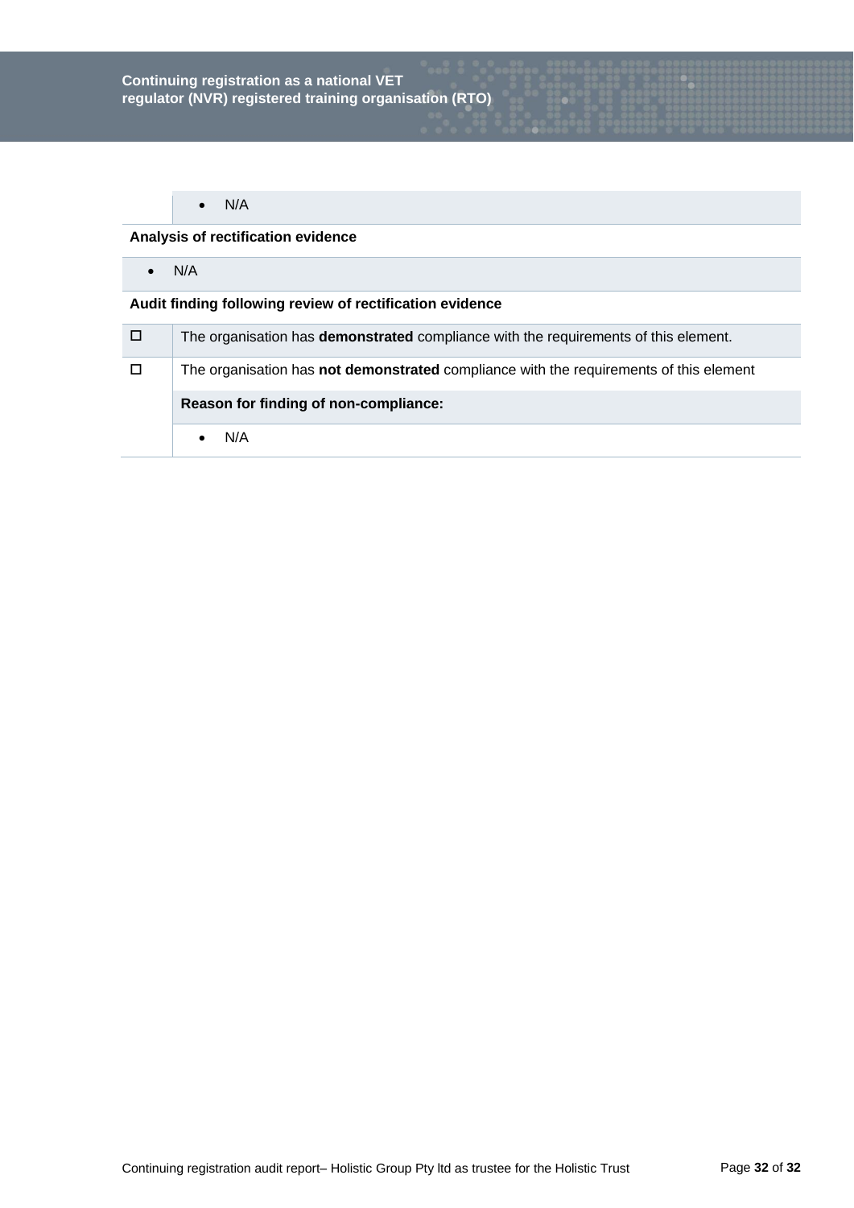- N/A

**Analysis of rectification evidence**

- N/A

**Audit finding following review of rectification evidence**

| | |
|---|---|
| ☐ | The organisation has **demonstrated** compliance with the requirements of this element. |
| ☐ | The organisation has **not demonstrated** compliance with the requirements of this element |
| | **Reason for finding of non-compliance:** |
| | • N/A |